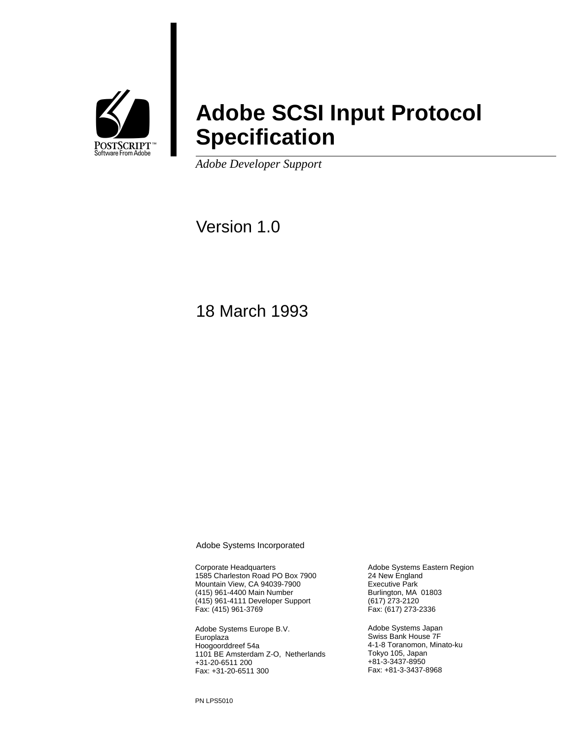POSTSCRIPT™
Software From Adobe

# Adobe SCSI Input Protocol Specification

*Adobe Developer Support*

Version 1.0

18 March 1993

Adobe Systems Incorporated

Corporate Headquarters
1585 Charleston Road PO Box 7900
Mountain View, CA 94039-7900
(415) 961-4400 Main Number
(415) 961-4111 Developer Support
Fax: (415) 961-3769

Adobe Systems Eastern Region
24 New England
Executive Park
Burlington, MA 01803
(617) 273-2120
Fax: (617) 273-2336

Adobe Systems Europe B.V.
Europlaza
Hoogoorddreef 54a
1101 BE Amsterdam Z-O, Netherlands
+31-20-6511 200
Fax: +31-20-6511 300

Adobe Systems Japan
Swiss Bank House 7F
4-1-8 Toranomon, Minato-ku
Tokyo 105, Japan
+81-3-3437-8950
Fax: +81-3-3437-8968

PN LPS5010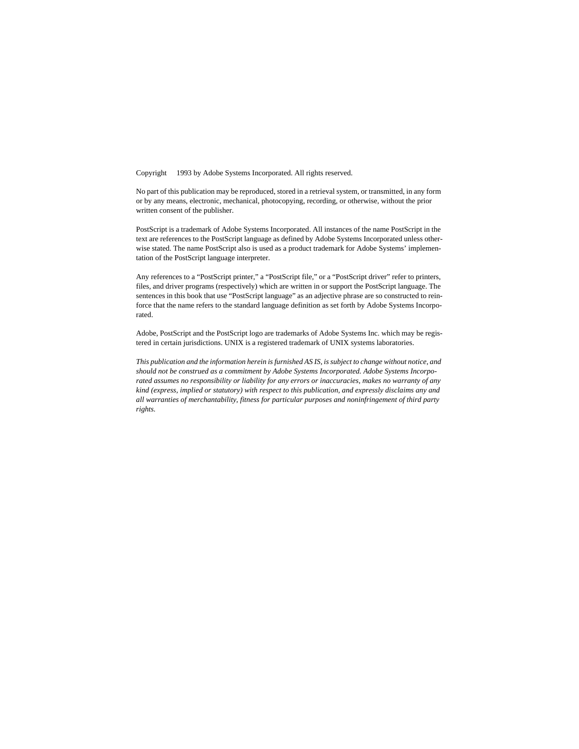Copyright 1993 by Adobe Systems Incorporated. All rights reserved.

No part of this publication may be reproduced, stored in a retrieval system, or transmitted, in any form or by any means, electronic, mechanical, photocopying, recording, or otherwise, without the prior written consent of the publisher.

PostScript is a trademark of Adobe Systems Incorporated. All instances of the name PostScript in the text are references to the PostScript language as defined by Adobe Systems Incorporated unless otherwise stated. The name PostScript also is used as a product trademark for Adobe Systems' implementation of the PostScript language interpreter.

Any references to a "PostScript printer," a "PostScript file," or a "PostScript driver" refer to printers, files, and driver programs (respectively) which are written in or support the PostScript language. The sentences in this book that use "PostScript language" as an adjective phrase are so constructed to reinforce that the name refers to the standard language definition as set forth by Adobe Systems Incorporated.

Adobe, PostScript and the PostScript logo are trademarks of Adobe Systems Inc. which may be registered in certain jurisdictions. UNIX is a registered trademark of UNIX systems laboratories.

*This publication and the information herein is furnished AS IS, is subject to change without notice, and should not be construed as a commitment by Adobe Systems Incorporated. Adobe Systems Incorporated assumes no responsibility or liability for any errors or inaccuracies, makes no warranty of any kind (express, implied or statutory) with respect to this publication, and expressly disclaims any and all warranties of merchantability, fitness for particular purposes and noninfringement of third party rights.*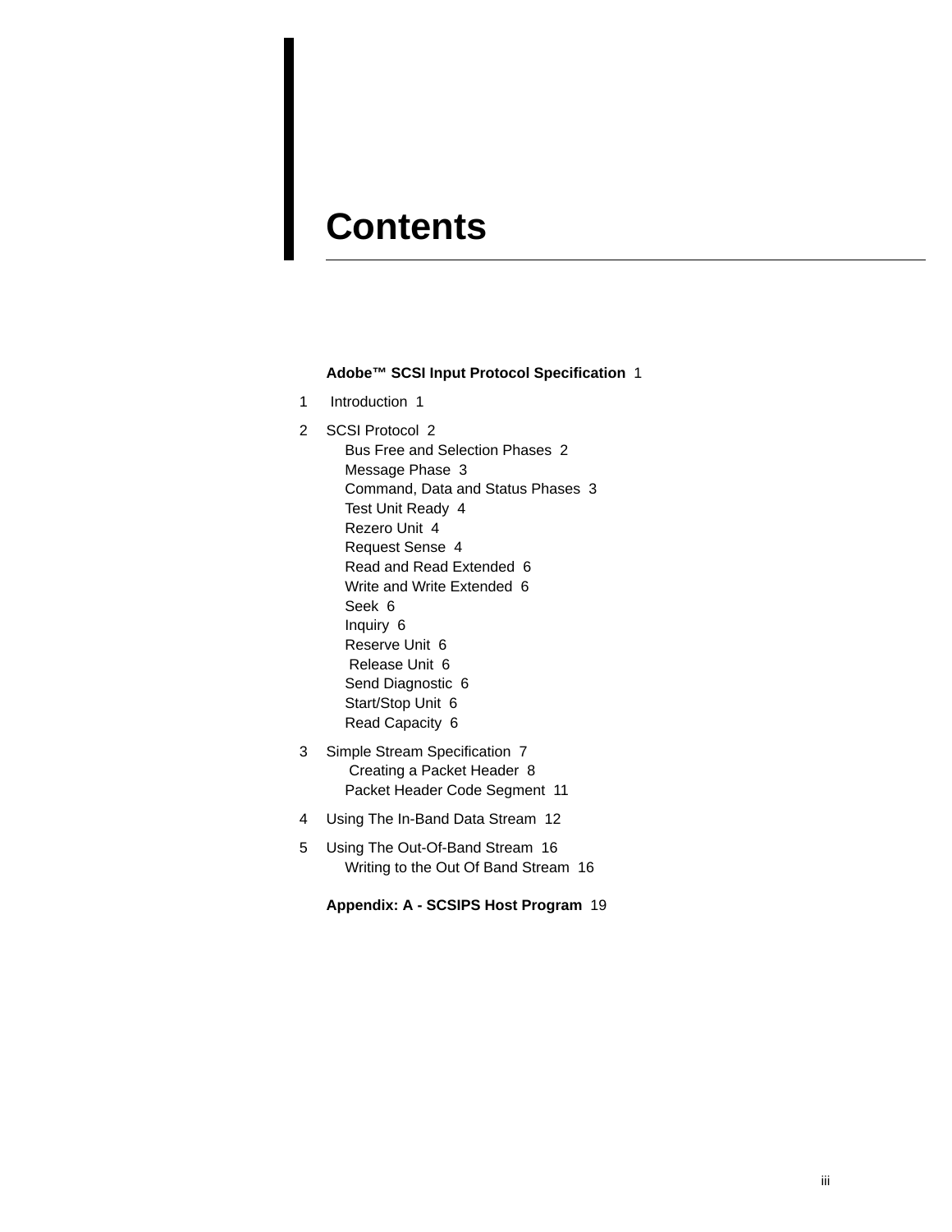# Contents

**Adobe™ SCSI Input Protocol Specification** 1

1 Introduction 1

2 SCSI Protocol 2
- Bus Free and Selection Phases 2
- Message Phase 3
- Command, Data and Status Phases 3
- Test Unit Ready 4
- Rezero Unit 4
- Request Sense 4
- Read and Read Extended 6
- Write and Write Extended 6
- Seek 6
- Inquiry 6
- Reserve Unit 6
- Release Unit 6
- Send Diagnostic 6
- Start/Stop Unit 6
- Read Capacity 6

3 Simple Stream Specification 7
- Creating a Packet Header 8
- Packet Header Code Segment 11

4 Using The In-Band Data Stream 12

5 Using The Out-Of-Band Stream 16
- Writing to the Out Of Band Stream 16

**Appendix: A - SCSIPS Host Program** 19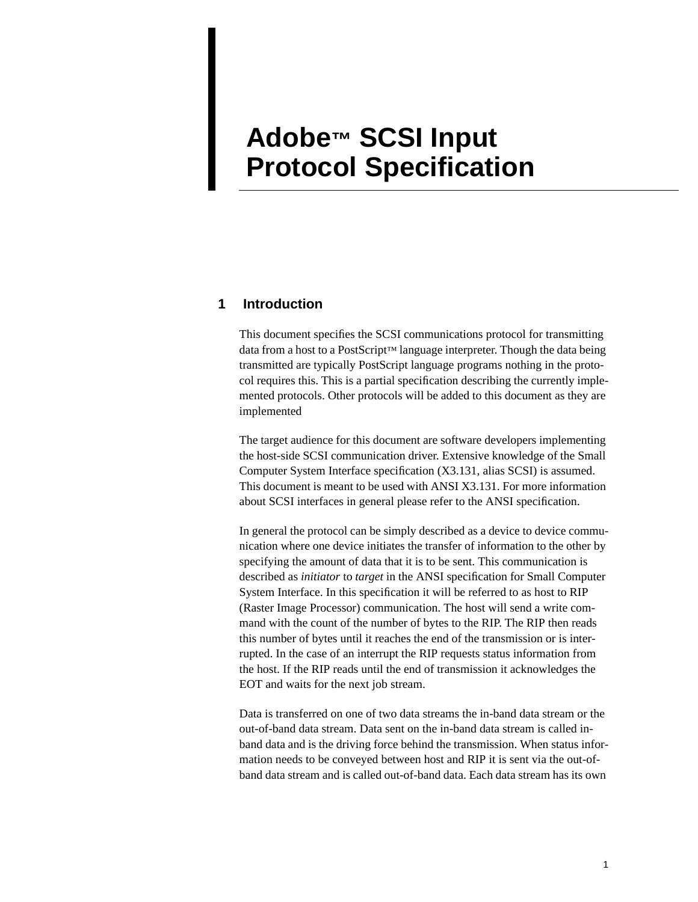# Adobe™ SCSI Input Protocol Specification

## 1 Introduction

This document specifies the SCSI communications protocol for transmitting data from a host to a PostScript™ language interpreter. Though the data being transmitted are typically PostScript language programs nothing in the protocol requires this. This is a partial specification describing the currently implemented protocols. Other protocols will be added to this document as they are implemented

The target audience for this document are software developers implementing the host-side SCSI communication driver. Extensive knowledge of the Small Computer System Interface specification (X3.131, alias SCSI) is assumed. This document is meant to be used with ANSI X3.131. For more information about SCSI interfaces in general please refer to the ANSI specification.

In general the protocol can be simply described as a device to device communication where one device initiates the transfer of information to the other by specifying the amount of data that it is to be sent. This communication is described as *initiator* to *target* in the ANSI specification for Small Computer System Interface. In this specification it will be referred to as host to RIP (Raster Image Processor) communication. The host will send a write command with the count of the number of bytes to the RIP. The RIP then reads this number of bytes until it reaches the end of the transmission or is interrupted. In the case of an interrupt the RIP requests status information from the host. If the RIP reads until the end of transmission it acknowledges the EOT and waits for the next job stream.

Data is transferred on one of two data streams the in-band data stream or the out-of-band data stream. Data sent on the in-band data stream is called in-band data and is the driving force behind the transmission. When status information needs to be conveyed between host and RIP it is sent via the out-of-band data stream and is called out-of-band data. Each data stream has its own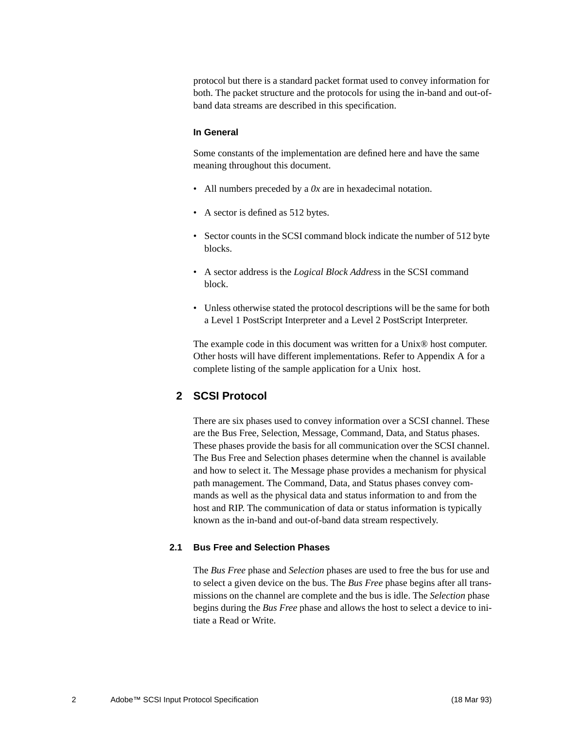protocol but there is a standard packet format used to convey information for both. The packet structure and the protocols for using the in-band and out-of-band data streams are described in this specification.

#### In General

Some constants of the implementation are defined here and have the same meaning throughout this document.

- All numbers preceded by a *0x* are in hexadecimal notation.
- A sector is defined as 512 bytes.
- Sector counts in the SCSI command block indicate the number of 512 byte blocks.
- A sector address is the *Logical Block Address* in the SCSI command block.
- Unless otherwise stated the protocol descriptions will be the same for both a Level 1 PostScript Interpreter and a Level 2 PostScript Interpreter.

The example code in this document was written for a Unix® host computer. Other hosts will have different implementations. Refer to Appendix A for a complete listing of the sample application for a Unix host.

## 2 SCSI Protocol

There are six phases used to convey information over a SCSI channel. These are the Bus Free, Selection, Message, Command, Data, and Status phases. These phases provide the basis for all communication over the SCSI channel. The Bus Free and Selection phases determine when the channel is available and how to select it. The Message phase provides a mechanism for physical path management. The Command, Data, and Status phases convey commands as well as the physical data and status information to and from the host and RIP. The communication of data or status information is typically known as the in-band and out-of-band data stream respectively.

### 2.1 Bus Free and Selection Phases

The *Bus Free* phase and *Selection* phases are used to free the bus for use and to select a given device on the bus. The *Bus Free* phase begins after all transmissions on the channel are complete and the bus is idle. The *Selection* phase begins during the *Bus Free* phase and allows the host to select a device to initiate a Read or Write.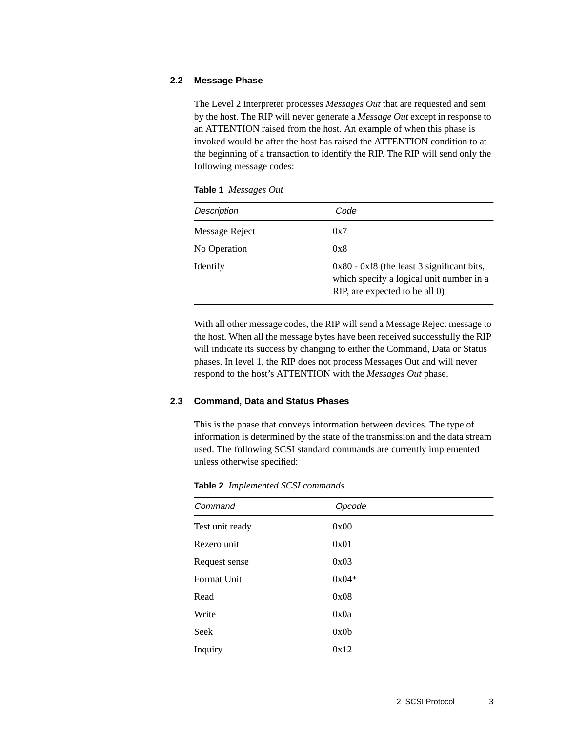### 2.2 Message Phase

The Level 2 interpreter processes *Messages Out* that are requested and sent by the host. The RIP will never generate a *Message Out* except in response to an ATTENTION raised from the host. An example of when this phase is invoked would be after the host has raised the ATTENTION condition to at the beginning of a transaction to identify the RIP. The RIP will send only the following message codes:

**Table 1** *Messages Out*

| *Description* | *Code* |
|---|---|
| Message Reject | 0x7 |
| No Operation | 0x8 |
| Identify | 0x80 - 0xf8 (the least 3 significant bits, which specify a logical unit number in a RIP, are expected to be all 0) |

With all other message codes, the RIP will send a Message Reject message to the host. When all the message bytes have been received successfully the RIP will indicate its success by changing to either the Command, Data or Status phases. In level 1, the RIP does not process Messages Out and will never respond to the host's ATTENTION with the *Messages Out* phase.

### 2.3 Command, Data and Status Phases

This is the phase that conveys information between devices. The type of information is determined by the state of the transmission and the data stream used. The following SCSI standard commands are currently implemented unless otherwise specified:

**Table 2** *Implemented SCSI commands*

| *Command* | *Opcode* |
|---|---|
| Test unit ready | 0x00 |
| Rezero unit | 0x01 |
| Request sense | 0x03 |
| Format Unit | 0x04* |
| Read | 0x08 |
| Write | 0x0a |
| Seek | 0x0b |
| Inquiry | 0x12 |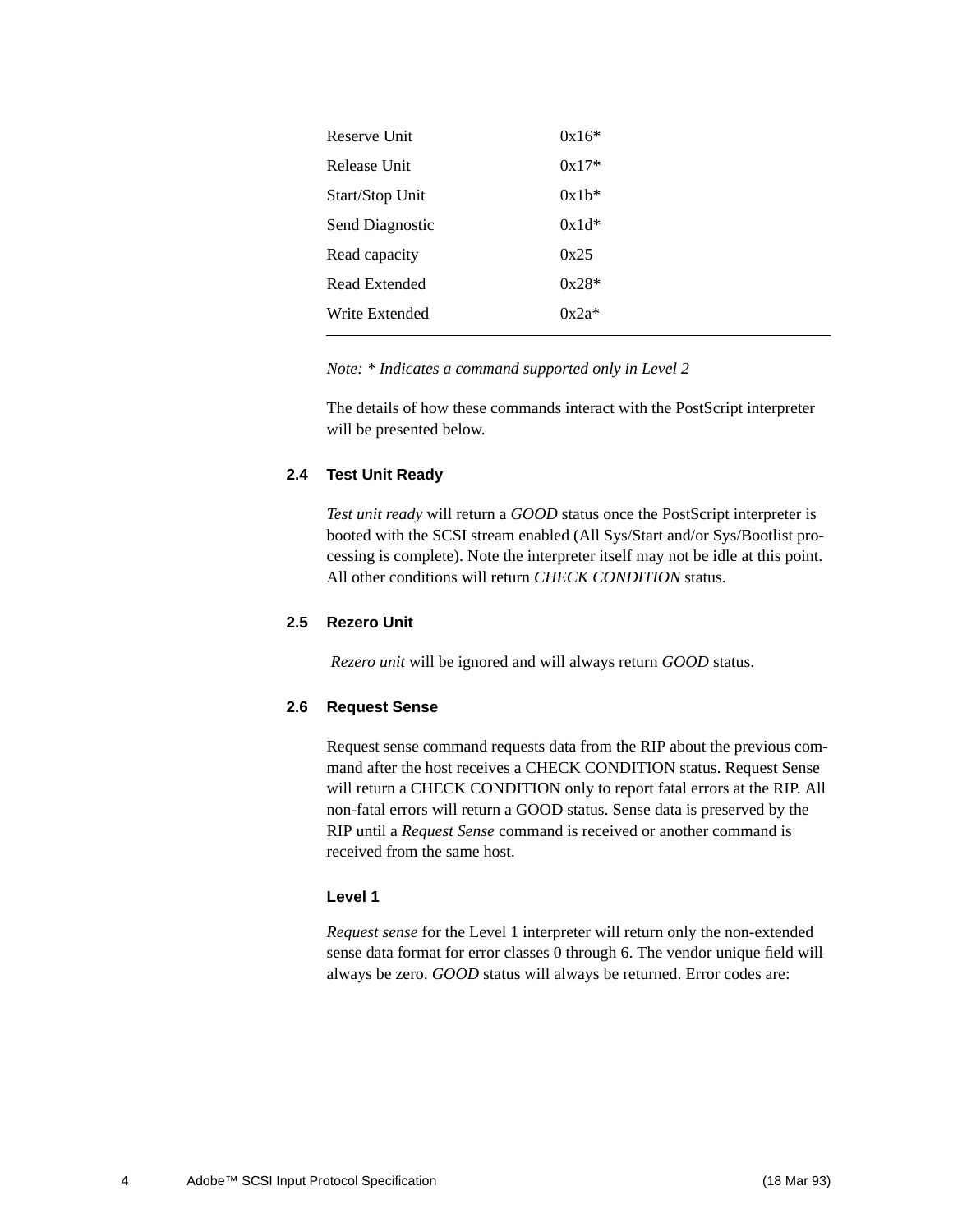| | |
|---|---|
| Reserve Unit | 0x16* |
| Release Unit | 0x17* |
| Start/Stop Unit | 0x1b* |
| Send Diagnostic | 0x1d* |
| Read capacity | 0x25 |
| Read Extended | 0x28* |
| Write Extended | 0x2a* |

*Note: * Indicates a command supported only in Level 2*

The details of how these commands interact with the PostScript interpreter will be presented below.

### 2.4 Test Unit Ready

*Test unit ready* will return a *GOOD* status once the PostScript interpreter is booted with the SCSI stream enabled (All Sys/Start and/or Sys/Bootlist processing is complete). Note the interpreter itself may not be idle at this point. All other conditions will return *CHECK CONDITION* status.

### 2.5 Rezero Unit

*Rezero unit* will be ignored and will always return *GOOD* status.

### 2.6 Request Sense

Request sense command requests data from the RIP about the previous command after the host receives a CHECK CONDITION status. Request Sense will return a CHECK CONDITION only to report fatal errors at the RIP. All non-fatal errors will return a GOOD status. Sense data is preserved by the RIP until a *Request Sense* command is received or another command is received from the same host.

#### Level 1

*Request sense* for the Level 1 interpreter will return only the non-extended sense data format for error classes 0 through 6. The vendor unique field will always be zero. *GOOD* status will always be returned. Error codes are: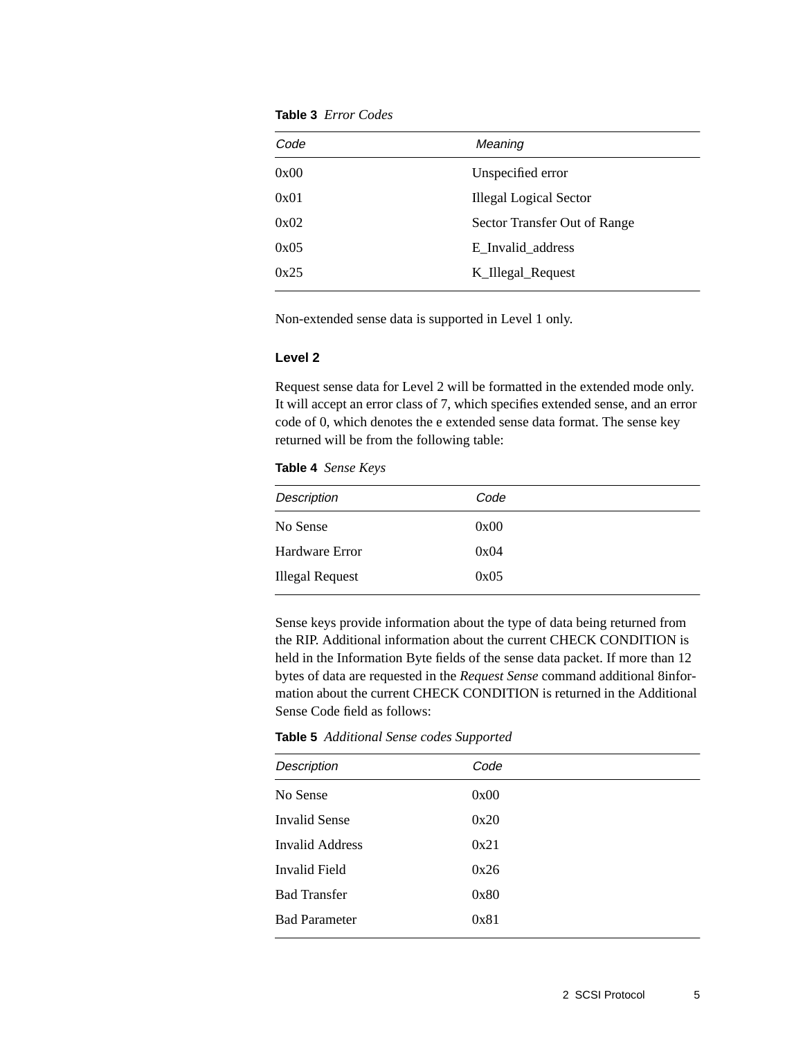**Table 3** *Error Codes*

| Code | Meaning |
| --- | --- |
| 0x00 | Unspecified error |
| 0x01 | Illegal Logical Sector |
| 0x02 | Sector Transfer Out of Range |
| 0x05 | E_Invalid_address |
| 0x25 | K_Illegal_Request |

Non-extended sense data is supported in Level 1 only.

### Level 2

Request sense data for Level 2 will be formatted in the extended mode only. It will accept an error class of 7, which specifies extended sense, and an error code of 0, which denotes the e extended sense data format. The sense key returned will be from the following table:

**Table 4** *Sense Keys*

| Description | Code |
| --- | --- |
| No Sense | 0x00 |
| Hardware Error | 0x04 |
| Illegal Request | 0x05 |

Sense keys provide information about the type of data being returned from the RIP. Additional information about the current CHECK CONDITION is held in the Information Byte fields of the sense data packet. If more than 12 bytes of data are requested in the *Request Sense* command additional 8information about the current CHECK CONDITION is returned in the Additional Sense Code field as follows:

**Table 5** *Additional Sense codes Supported*

| Description | Code |
| --- | --- |
| No Sense | 0x00 |
| Invalid Sense | 0x20 |
| Invalid Address | 0x21 |
| Invalid Field | 0x26 |
| Bad Transfer | 0x80 |
| Bad Parameter | 0x81 |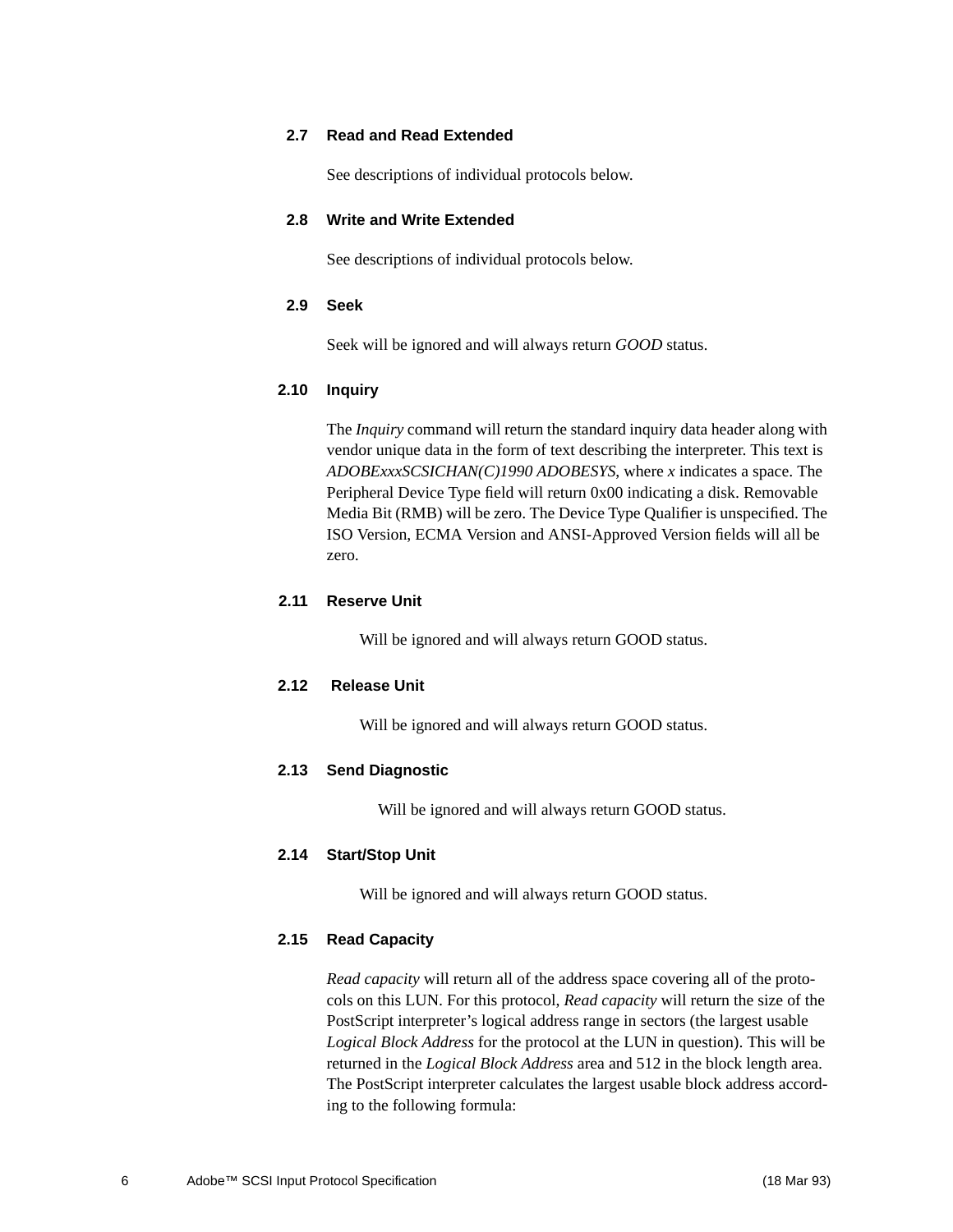## 2.7 Read and Read Extended

See descriptions of individual protocols below.

## 2.8 Write and Write Extended

See descriptions of individual protocols below.

## 2.9 Seek

Seek will be ignored and will always return *GOOD* status.

## 2.10 Inquiry

The *Inquiry* command will return the standard inquiry data header along with vendor unique data in the form of text describing the interpreter. This text is *ADOBExxxSCSICHAN(C)1990 ADOBESYS*, where *x* indicates a space. The Peripheral Device Type field will return 0x00 indicating a disk. Removable Media Bit (RMB) will be zero. The Device Type Qualifier is unspecified. The ISO Version, ECMA Version and ANSI-Approved Version fields will all be zero.

## 2.11 Reserve Unit

Will be ignored and will always return GOOD status.

## 2.12 Release Unit

Will be ignored and will always return GOOD status.

## 2.13 Send Diagnostic

Will be ignored and will always return GOOD status.

## 2.14 Start/Stop Unit

Will be ignored and will always return GOOD status.

## 2.15 Read Capacity

*Read capacity* will return all of the address space covering all of the protocols on this LUN. For this protocol, *Read capacity* will return the size of the PostScript interpreter's logical address range in sectors (the largest usable *Logical Block Address* for the protocol at the LUN in question). This will be returned in the *Logical Block Address* area and 512 in the block length area. The PostScript interpreter calculates the largest usable block address according to the following formula: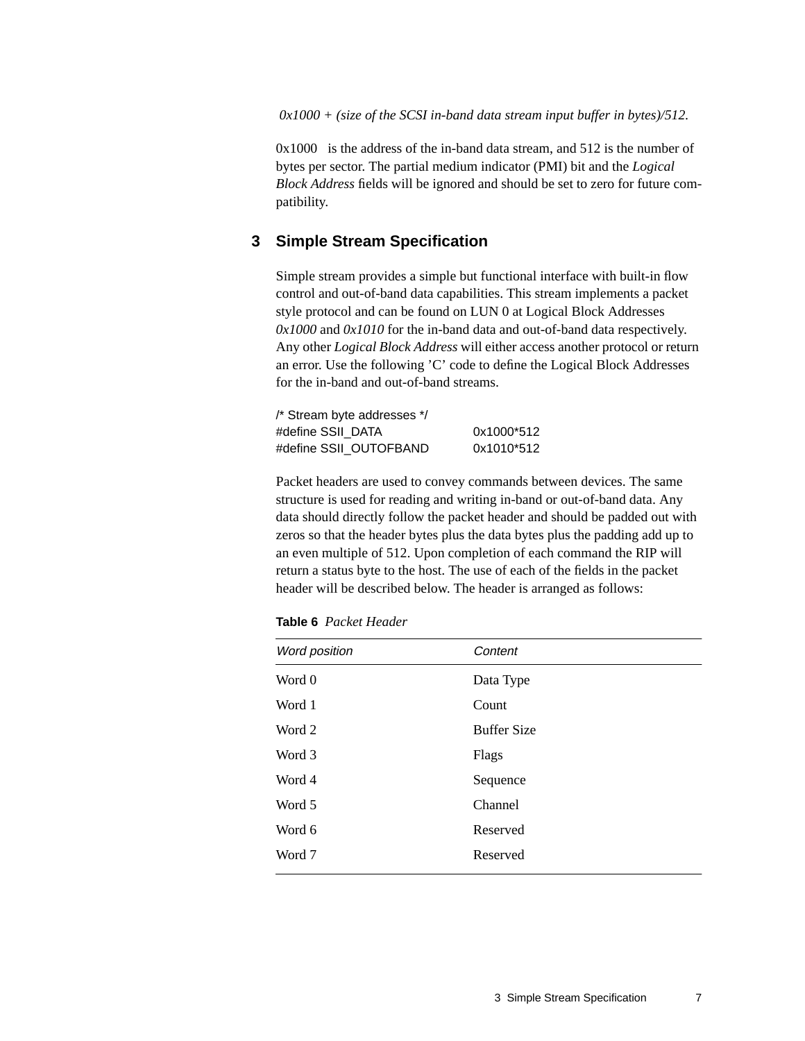*0x1000 + (size of the SCSI in-band data stream input buffer in bytes)/512.*

0x1000 is the address of the in-band data stream, and 512 is the number of bytes per sector. The partial medium indicator (PMI) bit and the *Logical Block Address* fields will be ignored and should be set to zero for future compatibility.

## 3 Simple Stream Specification

Simple stream provides a simple but functional interface with built-in flow control and out-of-band data capabilities. This stream implements a packet style protocol and can be found on LUN 0 at Logical Block Addresses *0x1000* and *0x1010* for the in-band data and out-of-band data respectively. Any other *Logical Block Address* will either access another protocol or return an error. Use the following 'C' code to define the Logical Block Addresses for the in-band and out-of-band streams.

```
/* Stream byte addresses */
#define SSII_DATA           0x1000*512
#define SSII_OUTOFBAND      0x1010*512
```

Packet headers are used to convey commands between devices. The same structure is used for reading and writing in-band or out-of-band data. Any data should directly follow the packet header and should be padded out with zeros so that the header bytes plus the data bytes plus the padding add up to an even multiple of 512. Upon completion of each command the RIP will return a status byte to the host. The use of each of the fields in the packet header will be described below. The header is arranged as follows:

**Table 6** *Packet Header*

| *Word position* | *Content* |
|---|---|
| Word 0 | Data Type |
| Word 1 | Count |
| Word 2 | Buffer Size |
| Word 3 | Flags |
| Word 4 | Sequence |
| Word 5 | Channel |
| Word 6 | Reserved |
| Word 7 | Reserved |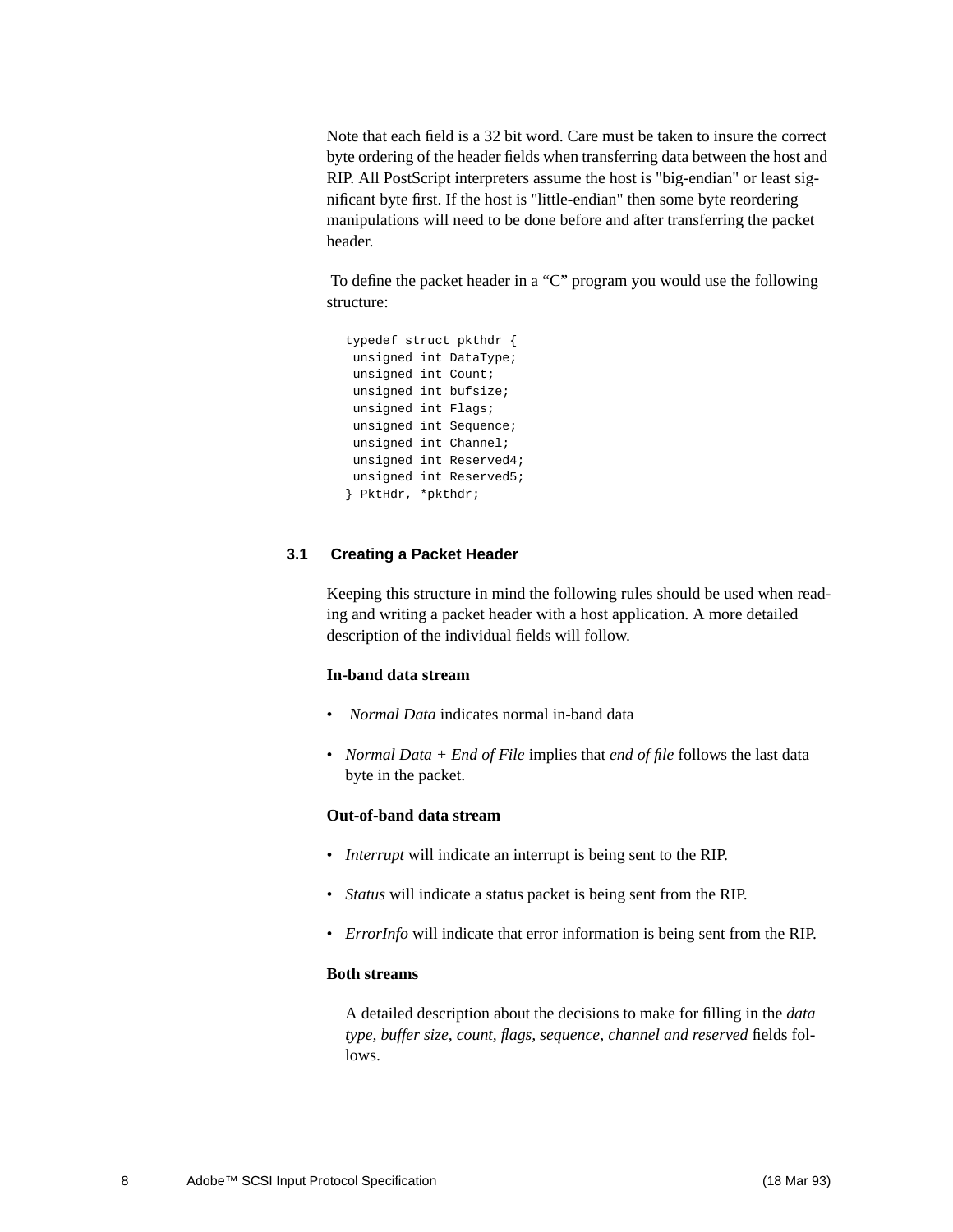Note that each field is a 32 bit word. Care must be taken to insure the correct byte ordering of the header fields when transferring data between the host and RIP. All PostScript interpreters assume the host is "big-endian" or least significant byte first. If the host is "little-endian" then some byte reordering manipulations will need to be done before and after transferring the packet header.

To define the packet header in a "C" program you would use the following structure:

```
typedef struct pkthdr {
 unsigned int DataType;
 unsigned int Count;
 unsigned int bufsize;
 unsigned int Flags;
 unsigned int Sequence;
 unsigned int Channel;
 unsigned int Reserved4;
 unsigned int Reserved5;
} PktHdr, *pkthdr;
```

## 3.1 Creating a Packet Header

Keeping this structure in mind the following rules should be used when reading and writing a packet header with a host application. A more detailed description of the individual fields will follow.

**In-band data stream**

- *Normal Data* indicates normal in-band data
- *Normal Data + End of File* implies that *end of file* follows the last data byte in the packet.

**Out-of-band data stream**

- *Interrupt* will indicate an interrupt is being sent to the RIP.
- *Status* will indicate a status packet is being sent from the RIP.
- *ErrorInfo* will indicate that error information is being sent from the RIP.

**Both streams**

A detailed description about the decisions to make for filling in the *data type, buffer size, count, flags, sequence, channel and reserved* fields follows.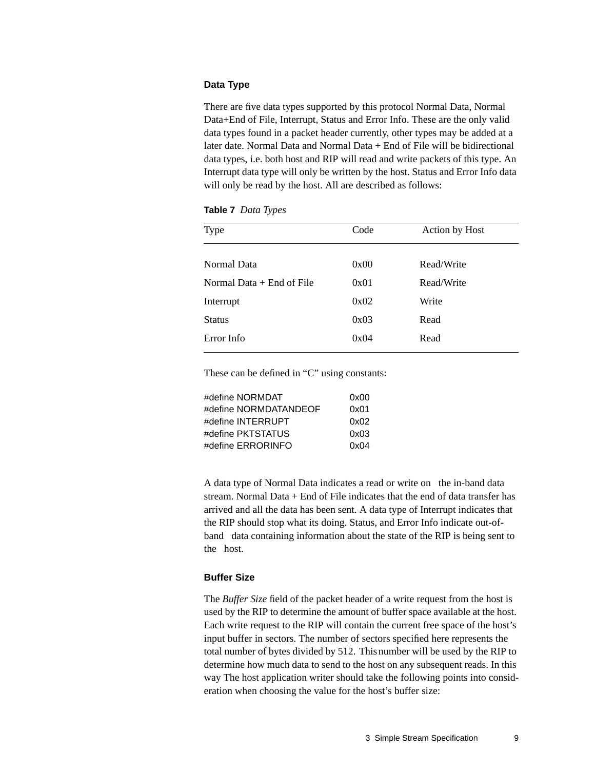### Data Type

There are five data types supported by this protocol Normal Data, Normal Data+End of File, Interrupt, Status and Error Info. These are the only valid data types found in a packet header currently, other types may be added at a later date. Normal Data and Normal Data + End of File will be bidirectional data types, i.e. both host and RIP will read and write packets of this type. An Interrupt data type will only be written by the host. Status and Error Info data will only be read by the host. All are described as follows:

**Table 7** *Data Types*

| Type | Code | Action by Host |
|---|---|---|
| Normal Data | 0x00 | Read/Write |
| Normal Data + End of File | 0x01 | Read/Write |
| Interrupt | 0x02 | Write |
| Status | 0x03 | Read |
| Error Info | 0x04 | Read |

These can be defined in "C" using constants:

```
#define NORMDAT            0x00
#define NORMDATANDEOF      0x01
#define INTERRUPT          0x02
#define PKTSTATUS          0x03
#define ERRORINFO          0x04
```

A data type of Normal Data indicates a read or write on the in-band data stream. Normal Data + End of File indicates that the end of data transfer has arrived and all the data has been sent. A data type of Interrupt indicates that the RIP should stop what its doing. Status, and Error Info indicate out-of-band data containing information about the state of the RIP is being sent to the host.

### Buffer Size

The *Buffer Size* field of the packet header of a write request from the host is used by the RIP to determine the amount of buffer space available at the host. Each write request to the RIP will contain the current free space of the host's input buffer in sectors. The number of sectors specified here represents the total number of bytes divided by 512. This number will be used by the RIP to determine how much data to send to the host on any subsequent reads. In this way The host application writer should take the following points into consideration when choosing the value for the host's buffer size: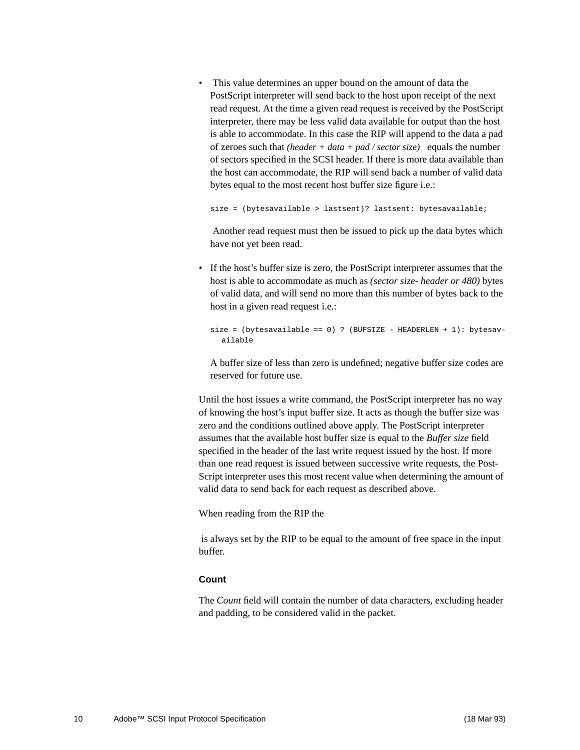- This value determines an upper bound on the amount of data the PostScript interpreter will send back to the host upon receipt of the next read request. At the time a given read request is received by the PostScript interpreter, there may be less valid data available for output than the host is able to accommodate. In this case the RIP will append to the data a pad of zeroes such that *(header + data + pad / sector size)* equals the number of sectors specified in the SCSI header. If there is more data available than the host can accommodate, the RIP will send back a number of valid data bytes equal to the most recent host buffer size figure i.e.:

  ```
  size = (bytesavailable > lastsent)? lastsent: bytesavailable;
  ```

  Another read request must then be issued to pick up the data bytes which have not yet been read.

- If the host's buffer size is zero, the PostScript interpreter assumes that the host is able to accommodate as much as *(sector size- header or 480)* bytes of valid data, and will send no more than this number of bytes back to the host in a given read request i.e.:

  ```
  size = (bytesavailable == 0) ? (BUFSIZE - HEADERLEN + 1): bytesav-
    ailable
  ```

  A buffer size of less than zero is undefined; negative buffer size codes are reserved for future use.

Until the host issues a write command, the PostScript interpreter has no way of knowing the host's input buffer size. It acts as though the buffer size was zero and the conditions outlined above apply. The PostScript interpreter assumes that the available host buffer size is equal to the *Buffer size* field specified in the header of the last write request issued by the host. If more than one read request is issued between successive write requests, the PostScript interpreter uses this most recent value when determining the amount of valid data to send back for each request as described above.

When reading from the RIP the

is always set by the RIP to be equal to the amount of free space in the input buffer.

#### Count

The *Count* field will contain the number of data characters, excluding header and padding, to be considered valid in the packet.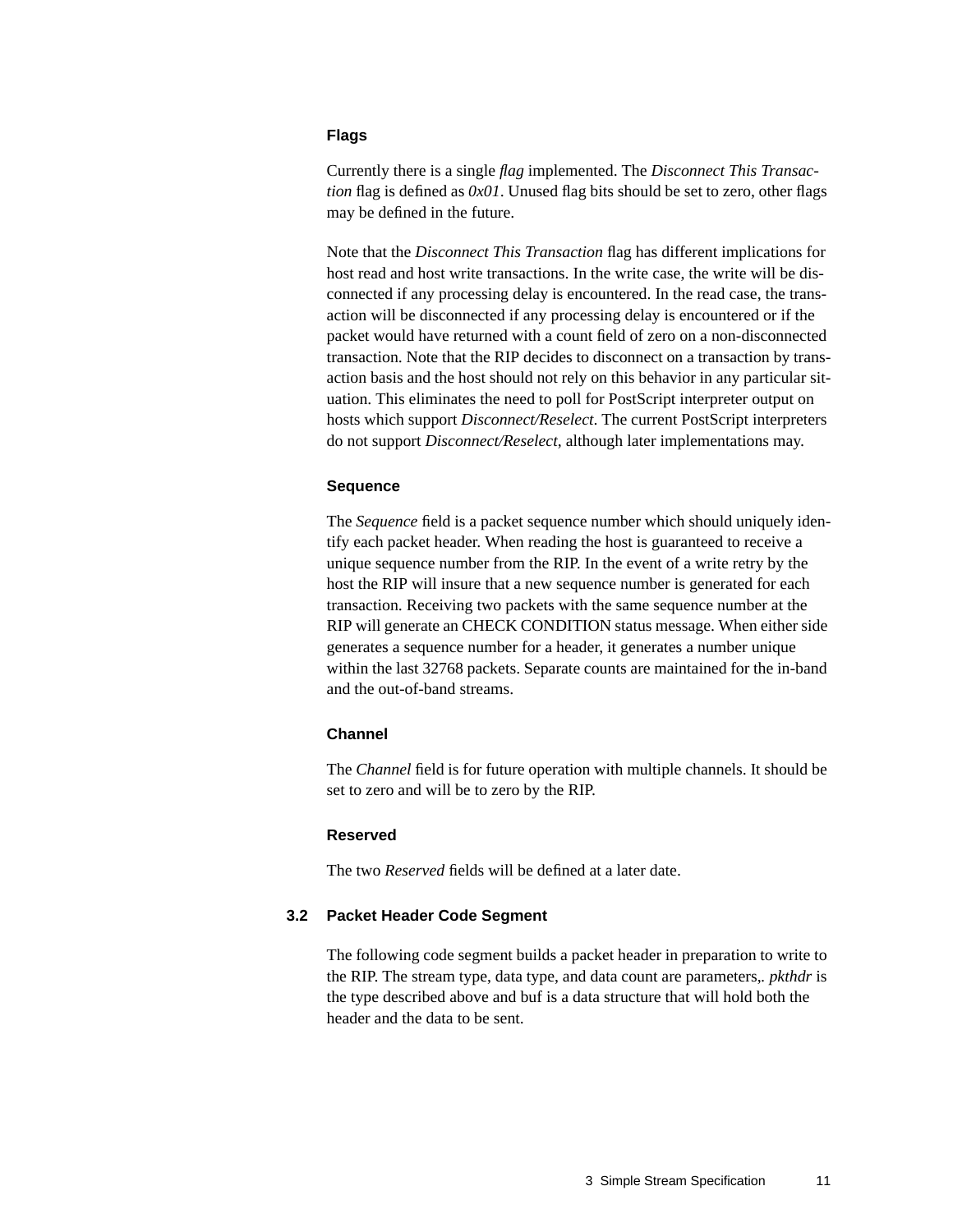#### Flags

Currently there is a single *flag* implemented. The *Disconnect This Transaction* flag is defined as *0x01*. Unused flag bits should be set to zero, other flags may be defined in the future.

Note that the *Disconnect This Transaction* flag has different implications for host read and host write transactions. In the write case, the write will be disconnected if any processing delay is encountered. In the read case, the transaction will be disconnected if any processing delay is encountered or if the packet would have returned with a count field of zero on a non-disconnected transaction. Note that the RIP decides to disconnect on a transaction by transaction basis and the host should not rely on this behavior in any particular situation. This eliminates the need to poll for PostScript interpreter output on hosts which support *Disconnect/Reselect*. The current PostScript interpreters do not support *Disconnect/Reselect*, although later implementations may.

#### Sequence

The *Sequence* field is a packet sequence number which should uniquely identify each packet header. When reading the host is guaranteed to receive a unique sequence number from the RIP. In the event of a write retry by the host the RIP will insure that a new sequence number is generated for each transaction. Receiving two packets with the same sequence number at the RIP will generate an CHECK CONDITION status message. When either side generates a sequence number for a header, it generates a number unique within the last 32768 packets. Separate counts are maintained for the in-band and the out-of-band streams.

#### Channel

The *Channel* field is for future operation with multiple channels. It should be set to zero and will be to zero by the RIP.

#### Reserved

The two *Reserved* fields will be defined at a later date.

### 3.2 Packet Header Code Segment

The following code segment builds a packet header in preparation to write to the RIP. The stream type, data type, and data count are parameters,. *pkthdr* is the type described above and buf is a data structure that will hold both the header and the data to be sent.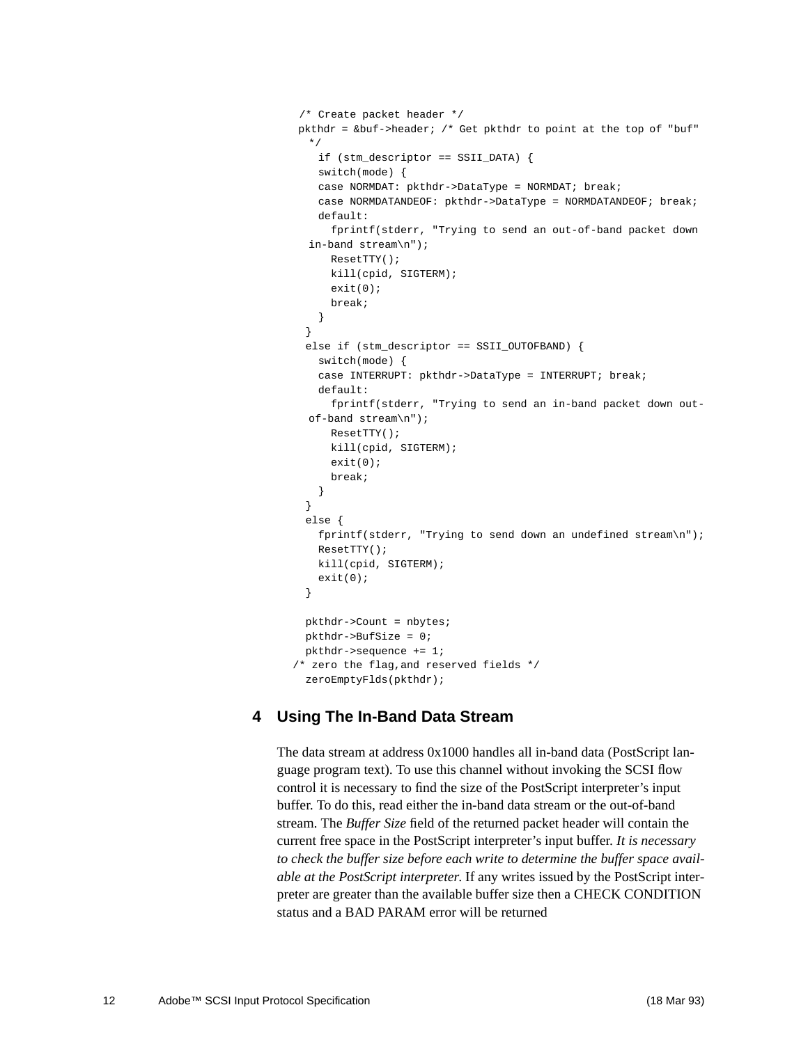```
/* Create packet header */
pkthdr = &buf->header; /* Get pkthdr to point at the top of "buf"
 */
   if (stm_descriptor == SSII_DATA) {
   switch(mode) {
   case NORMDAT: pkthdr->DataType = NORMDAT; break;
   case NORMDATANDEOF: pkthdr->DataType = NORMDATANDEOF; break;
   default:
     fprintf(stderr, "Trying to send an out-of-band packet down
 in-band stream\n");
     ResetTTY();
     kill(cpid, SIGTERM);
     exit(0);
     break;
   }
 }
 else if (stm_descriptor == SSII_OUTOFBAND) {
   switch(mode) {
   case INTERRUPT: pkthdr->DataType = INTERRUPT; break;
   default:
     fprintf(stderr, "Trying to send an in-band packet down out-
 of-band stream\n");
     ResetTTY();
     kill(cpid, SIGTERM);
     exit(0);
     break;
   }
 }
 else {
   fprintf(stderr, "Trying to send down an undefined stream\n");
   ResetTTY();
   kill(cpid, SIGTERM);
   exit(0);
 }

 pkthdr->Count = nbytes;
 pkthdr->BufSize = 0;
 pkthdr->sequence += 1;
/* zero the flag,and reserved fields */
 zeroEmptyFlds(pkthdr);
```

## 4 Using The In-Band Data Stream

The data stream at address 0x1000 handles all in-band data (PostScript language program text). To use this channel without invoking the SCSI flow control it is necessary to find the size of the PostScript interpreter's input buffer. To do this, read either the in-band data stream or the out-of-band stream. The *Buffer Size* field of the returned packet header will contain the current free space in the PostScript interpreter's input buffer. *It is necessary to check the buffer size before each write to determine the buffer space available at the PostScript interpreter.* If any writes issued by the PostScript interpreter are greater than the available buffer size then a CHECK CONDITION status and a BAD PARAM error will be returned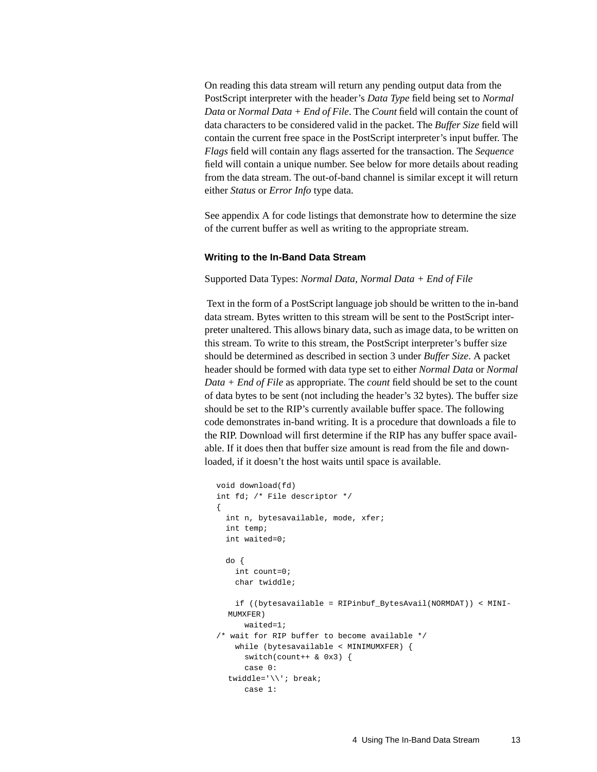On reading this data stream will return any pending output data from the PostScript interpreter with the header's *Data Type* field being set to *Normal Data* or *Normal Data + End of File*. The *Count* field will contain the count of data characters to be considered valid in the packet. The *Buffer Size* field will contain the current free space in the PostScript interpreter's input buffer. The *Flags* field will contain any flags asserted for the transaction. The *Sequence* field will contain a unique number. See below for more details about reading from the data stream. The out-of-band channel is similar except it will return either *Status* or *Error Info* type data.

See appendix A for code listings that demonstrate how to determine the size of the current buffer as well as writing to the appropriate stream.

### Writing to the In-Band Data Stream

Supported Data Types: *Normal Data, Normal Data + End of File*

Text in the form of a PostScript language job should be written to the in-band data stream. Bytes written to this stream will be sent to the PostScript interpreter unaltered. This allows binary data, such as image data, to be written on this stream. To write to this stream, the PostScript interpreter's buffer size should be determined as described in section 3 under *Buffer Size*. A packet header should be formed with data type set to either *Normal Data* or *Normal Data + End of File* as appropriate. The *count* field should be set to the count of data bytes to be sent (not including the header's 32 bytes). The buffer size should be set to the RIP's currently available buffer space. The following code demonstrates in-band writing. It is a procedure that downloads a file to the RIP. Download will first determine if the RIP has any buffer space available. If it does then that buffer size amount is read from the file and downloaded, if it doesn't the host waits until space is available.

```
void download(fd)
int fd; /* File descriptor */
{
  int n, bytesavailable, mode, xfer;
  int temp;
  int waited=0;

  do {
    int count=0;
    char twiddle;

    if ((bytesavailable = RIPinbuf_BytesAvail(NORMDAT)) < MINI-
   MUMXFER)
      waited=1;
/* wait for RIP buffer to become available */
    while (bytesavailable < MINIMUMXFER) {
      switch(count++ & 0x3) {
      case 0:
   twiddle='\\'; break;
      case 1:
```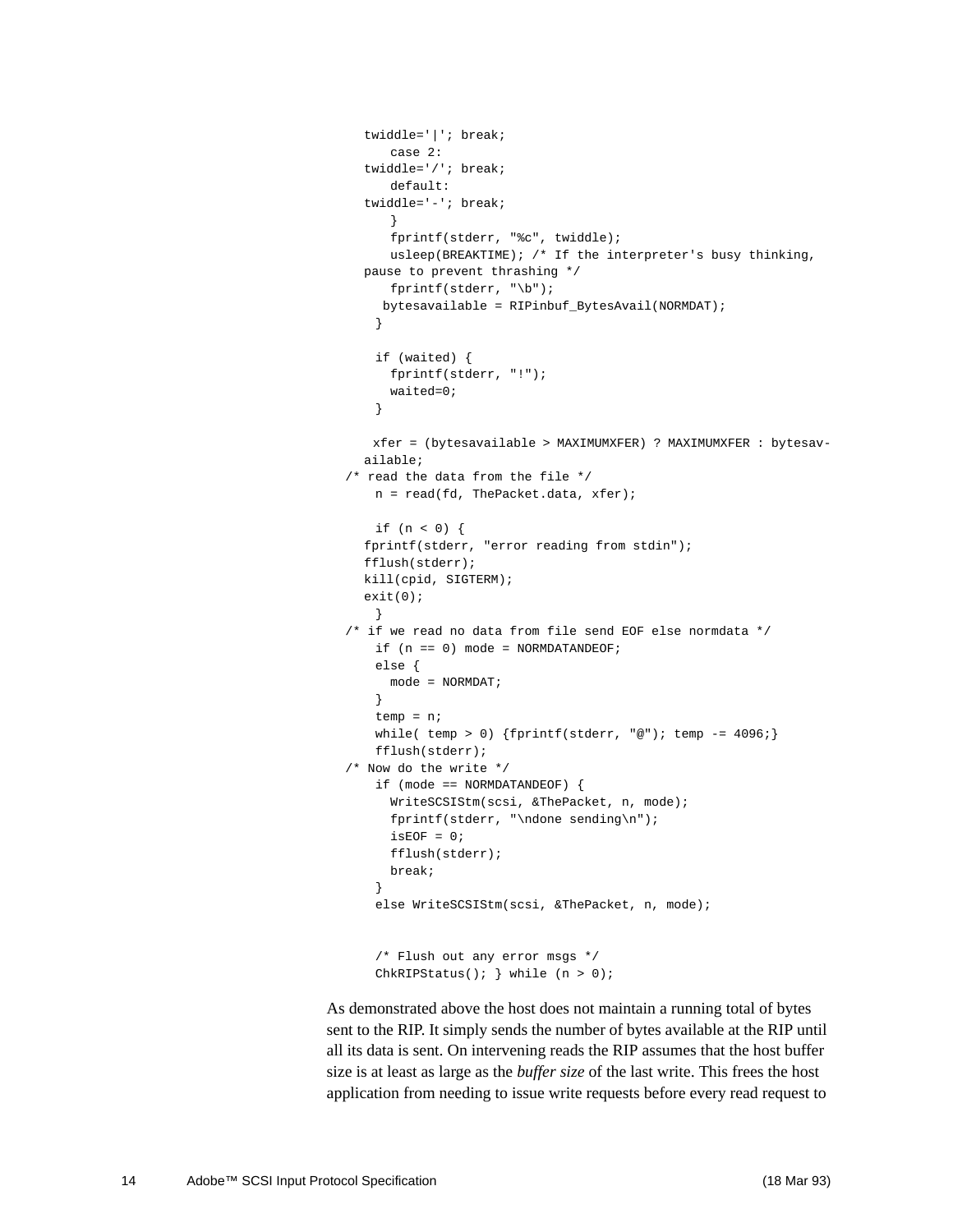```
    twiddle='|'; break;
        case 2:
    twiddle='/'; break;
        default:
    twiddle='-'; break;
        }
        fprintf(stderr, "%c", twiddle);
        usleep(BREAKTIME); /* If the interpreter's busy thinking,
    pause to prevent thrashing */
        fprintf(stderr, "\b");
      bytesavailable = RIPinbuf_BytesAvail(NORMDAT);
      }

      if (waited) {
        fprintf(stderr, "!");
        waited=0;
      }

      xfer = (bytesavailable > MAXIMUMXFER) ? MAXIMUMXFER : bytesav-
    ailable;
  /* read the data from the file */
      n = read(fd, ThePacket.data, xfer);

      if (n < 0) {
    fprintf(stderr, "error reading from stdin");
    fflush(stderr);
    kill(cpid, SIGTERM);
    exit(0);
      }
  /* if we read no data from file send EOF else normdata */
      if (n == 0) mode = NORMDATANDEOF;
      else {
        mode = NORMDAT;
      }
      temp = n;
      while( temp > 0) {fprintf(stderr, "@"); temp -= 4096;}
      fflush(stderr);
  /* Now do the write */
      if (mode == NORMDATANDEOF) {
        WriteSCSIStm(scsi, &ThePacket, n, mode);
        fprintf(stderr, "\ndone sending\n");
        isEOF = 0;
        fflush(stderr);
        break;
      }
      else WriteSCSIStm(scsi, &ThePacket, n, mode);


      /* Flush out any error msgs */
      ChkRIPStatus(); } while (n > 0);
```

As demonstrated above the host does not maintain a running total of bytes sent to the RIP. It simply sends the number of bytes available at the RIP until all its data is sent. On intervening reads the RIP assumes that the host buffer size is at least as large as the *buffer size* of the last write. This frees the host application from needing to issue write requests before every read request to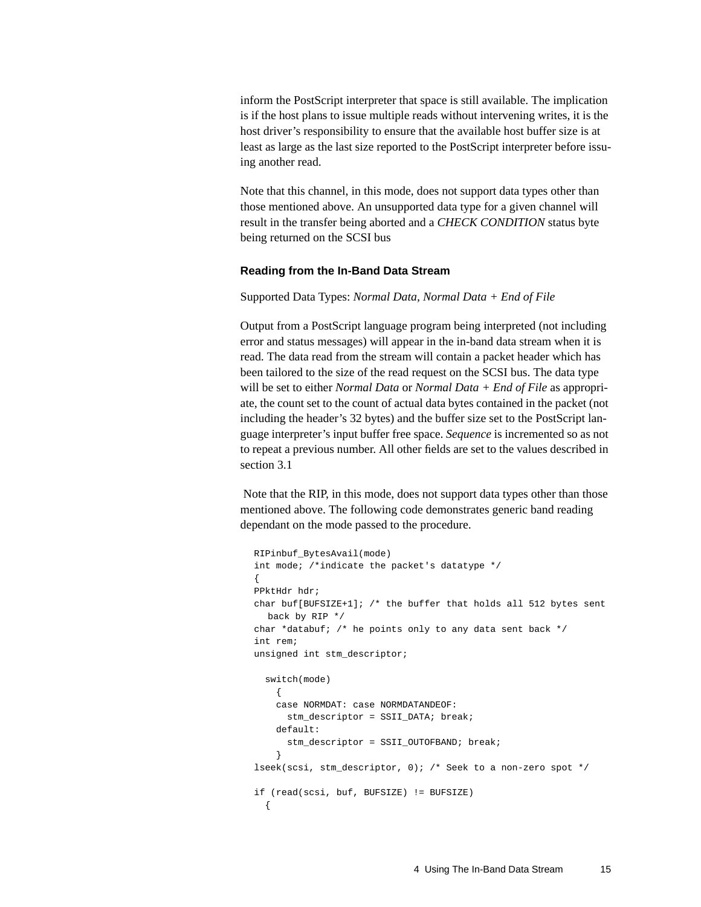inform the PostScript interpreter that space is still available. The implication is if the host plans to issue multiple reads without intervening writes, it is the host driver's responsibility to ensure that the available host buffer size is at least as large as the last size reported to the PostScript interpreter before issuing another read.

Note that this channel, in this mode, does not support data types other than those mentioned above. An unsupported data type for a given channel will result in the transfer being aborted and a *CHECK CONDITION* status byte being returned on the SCSI bus

### Reading from the In-Band Data Stream

Supported Data Types: *Normal Data*, *Normal Data + End of File*

Output from a PostScript language program being interpreted (not including error and status messages) will appear in the in-band data stream when it is read. The data read from the stream will contain a packet header which has been tailored to the size of the read request on the SCSI bus. The data type will be set to either *Normal Data* or *Normal Data + End of File* as appropriate, the count set to the count of actual data bytes contained in the packet (not including the header's 32 bytes) and the buffer size set to the PostScript language interpreter's input buffer free space. *Sequence* is incremented so as not to repeat a previous number. All other fields are set to the values described in section 3.1

Note that the RIP, in this mode, does not support data types other than those mentioned above. The following code demonstrates generic band reading dependant on the mode passed to the procedure.

```
RIPinbuf_BytesAvail(mode)
int mode; /*indicate the packet's datatype */
{
PPktHdr hdr;
char buf[BUFSIZE+1]; /* the buffer that holds all 512 bytes sent
   back by RIP */
char *databuf; /* he points only to any data sent back */
int rem;
unsigned int stm_descriptor;

  switch(mode)
    {
    case NORMDAT: case NORMDATANDEOF:
      stm_descriptor = SSII_DATA; break;
    default:
      stm_descriptor = SSII_OUTOFBAND; break;
    }
lseek(scsi, stm_descriptor, 0); /* Seek to a non-zero spot */

if (read(scsi, buf, BUFSIZE) != BUFSIZE)
  {
```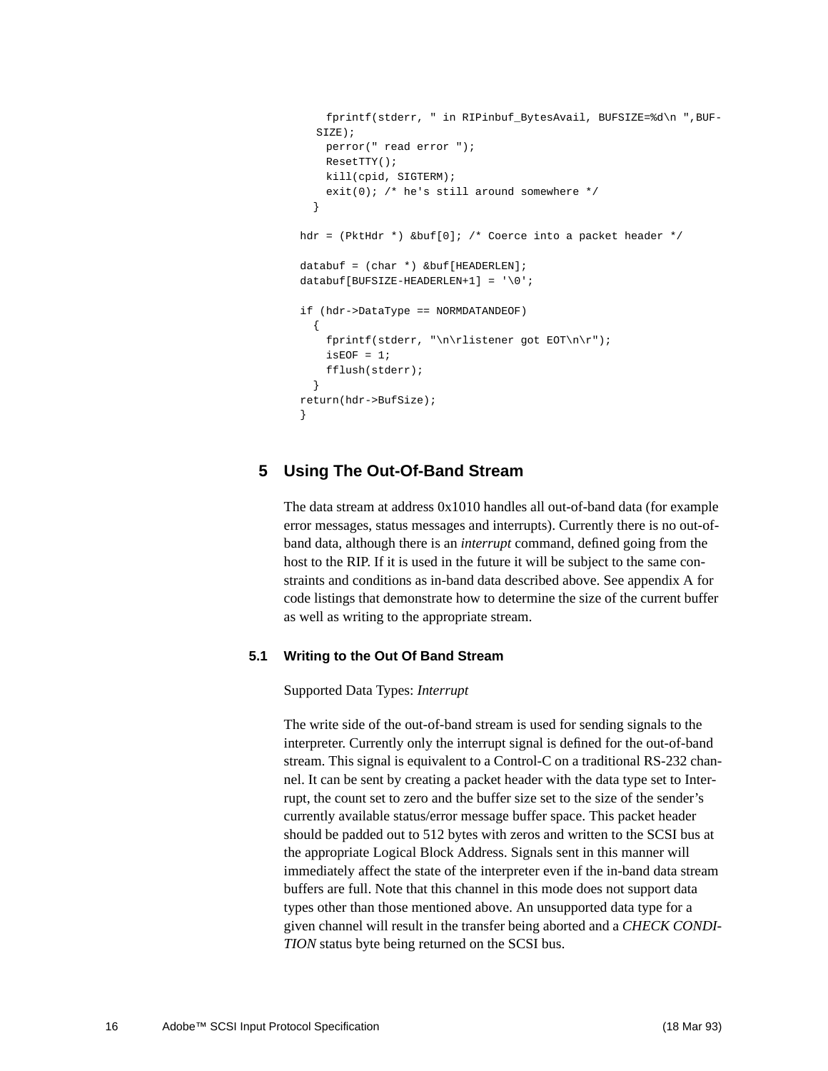```
    fprintf(stderr, " in RIPinbuf_BytesAvail, BUFSIZE=%d\n ",BUF-
   SIZE);
    perror(" read error ");
    ResetTTY();
    kill(cpid, SIGTERM);
    exit(0); /* he's still around somewhere */
  }

hdr = (PktHdr *) &buf[0]; /* Coerce into a packet header */

databuf = (char *) &buf[HEADERLEN];
databuf[BUFSIZE-HEADERLEN+1] = '\0';

if (hdr->DataType == NORMDATANDEOF)
  {
    fprintf(stderr, "\n\rlistener got EOT\n\r");
    isEOF = 1;
    fflush(stderr);
  }
return(hdr->BufSize);
}
```

# 5 Using The Out-Of-Band Stream

The data stream at address 0x1010 handles all out-of-band data (for example error messages, status messages and interrupts). Currently there is no out-of-band data, although there is an *interrupt* command, defined going from the host to the RIP. If it is used in the future it will be subject to the same constraints and conditions as in-band data described above. See appendix A for code listings that demonstrate how to determine the size of the current buffer as well as writing to the appropriate stream.

## 5.1 Writing to the Out Of Band Stream

Supported Data Types: *Interrupt*

The write side of the out-of-band stream is used for sending signals to the interpreter. Currently only the interrupt signal is defined for the out-of-band stream. This signal is equivalent to a Control-C on a traditional RS-232 channel. It can be sent by creating a packet header with the data type set to Interrupt, the count set to zero and the buffer size set to the size of the sender's currently available status/error message buffer space. This packet header should be padded out to 512 bytes with zeros and written to the SCSI bus at the appropriate Logical Block Address. Signals sent in this manner will immediately affect the state of the interpreter even if the in-band data stream buffers are full. Note that this channel in this mode does not support data types other than those mentioned above. An unsupported data type for a given channel will result in the transfer being aborted and a *CHECK CONDITION* status byte being returned on the SCSI bus.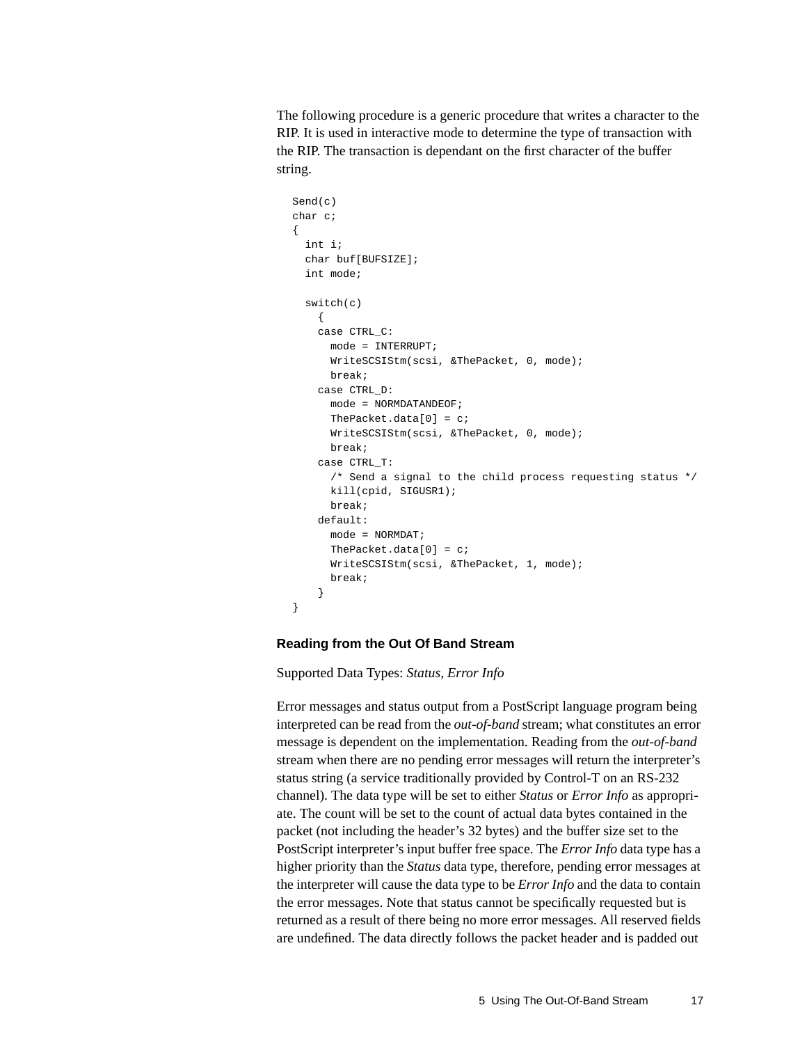The following procedure is a generic procedure that writes a character to the RIP. It is used in interactive mode to determine the type of transaction with the RIP. The transaction is dependant on the first character of the buffer string.

```
Send(c)
char c;
{
  int i;
  char buf[BUFSIZE];
  int mode;

  switch(c)
    {
    case CTRL_C:
      mode = INTERRUPT;
      WriteSCSIStm(scsi, &ThePacket, 0, mode);
      break;
    case CTRL_D:
      mode = NORMDATANDEOF;
      ThePacket.data[0] = c;
      WriteSCSIStm(scsi, &ThePacket, 0, mode);
      break;
    case CTRL_T:
      /* Send a signal to the child process requesting status */
      kill(cpid, SIGUSR1);
      break;
    default:
      mode = NORMDAT;
      ThePacket.data[0] = c;
      WriteSCSIStm(scsi, &ThePacket, 1, mode);
      break;
    }
}
```

### Reading from the Out Of Band Stream

Supported Data Types: *Status, Error Info*

Error messages and status output from a PostScript language program being interpreted can be read from the *out-of-band* stream; what constitutes an error message is dependent on the implementation. Reading from the *out-of-band* stream when there are no pending error messages will return the interpreter's status string (a service traditionally provided by Control-T on an RS-232 channel). The data type will be set to either *Status* or *Error Info* as appropriate. The count will be set to the count of actual data bytes contained in the packet (not including the header's 32 bytes) and the buffer size set to the PostScript interpreter's input buffer free space. The *Error Info* data type has a higher priority than the *Status* data type, therefore, pending error messages at the interpreter will cause the data type to be *Error Info* and the data to contain the error messages. Note that status cannot be specifically requested but is returned as a result of there being no more error messages. All reserved fields are undefined. The data directly follows the packet header and is padded out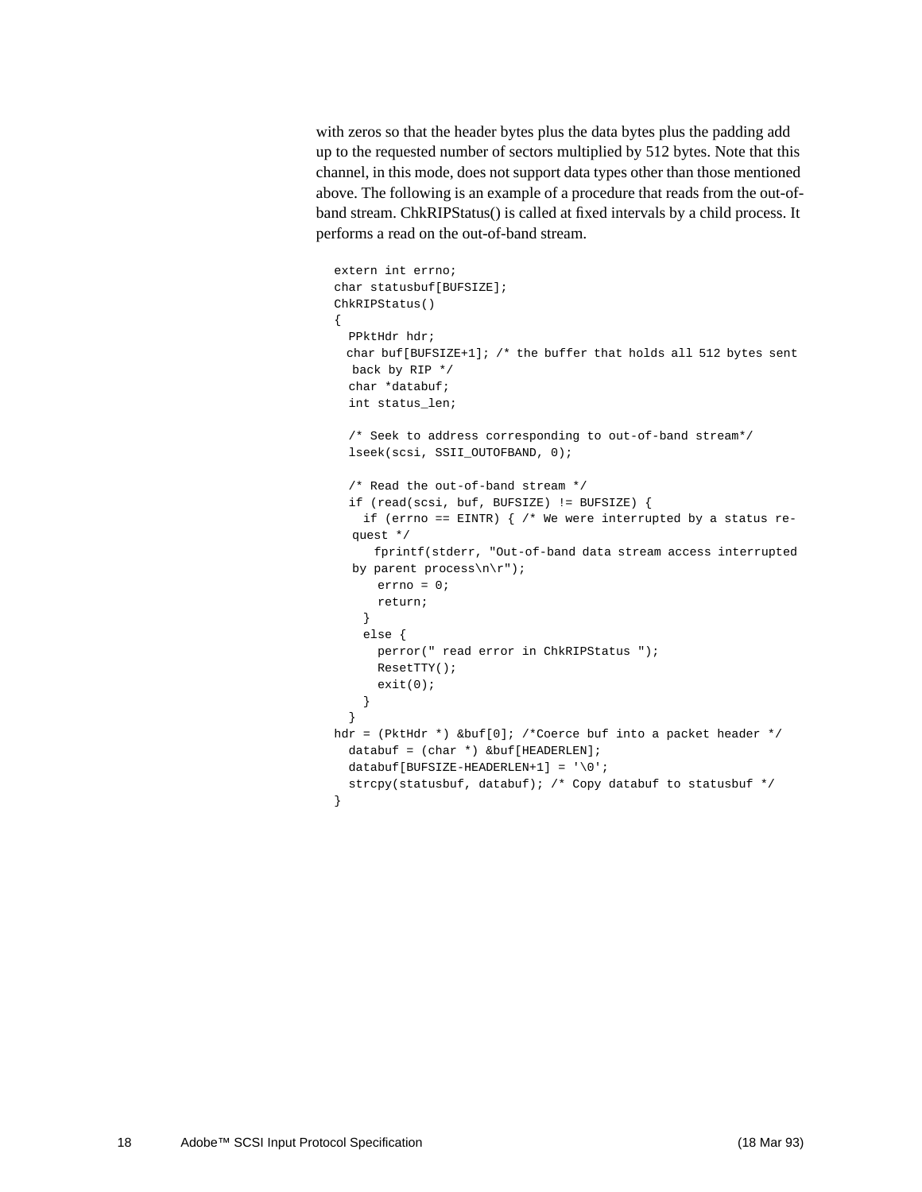with zeros so that the header bytes plus the data bytes plus the padding add up to the requested number of sectors multiplied by 512 bytes. Note that this channel, in this mode, does not support data types other than those mentioned above. The following is an example of a procedure that reads from the out-of-band stream. ChkRIPStatus() is called at fixed intervals by a child process. It performs a read on the out-of-band stream.

```
extern int errno;
char statusbuf[BUFSIZE];
ChkRIPStatus()
{
  PPktHdr hdr;
  char buf[BUFSIZE+1]; /* the buffer that holds all 512 bytes sent
   back by RIP */
  char *databuf;
  int status_len;

  /* Seek to address corresponding to out-of-band stream*/
  lseek(scsi, SSII_OUTOFBAND, 0);

  /* Read the out-of-band stream */
  if (read(scsi, buf, BUFSIZE) != BUFSIZE) {
    if (errno == EINTR) { /* We were interrupted by a status re-
   quest */
      fprintf(stderr, "Out-of-band data stream access interrupted
   by parent process\n\r");
      errno = 0;
      return;
    }
    else {
      perror(" read error in ChkRIPStatus ");
      ResetTTY();
      exit(0);
    }
  }
hdr = (PktHdr *) &buf[0]; /*Coerce buf into a packet header */
  databuf = (char *) &buf[HEADERLEN];
  databuf[BUFSIZE-HEADERLEN+1] = '\0';
  strcpy(statusbuf, databuf); /* Copy databuf to statusbuf */
}
```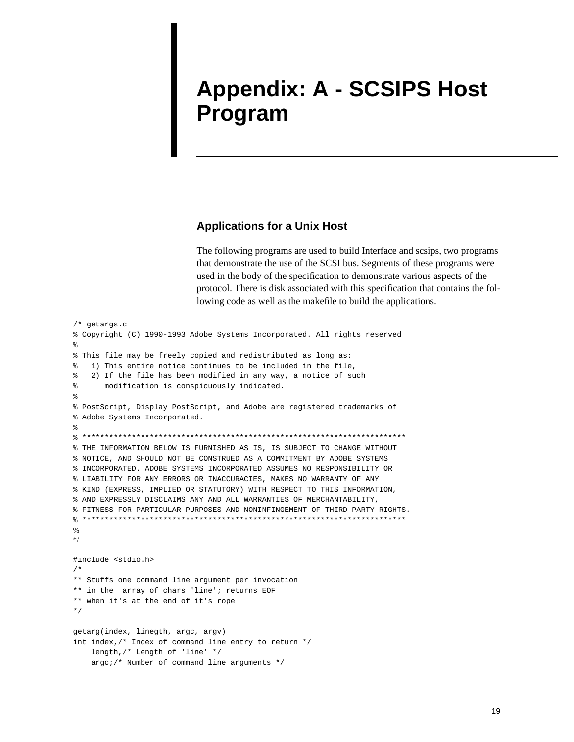# Appendix: A - SCSIPS Host Program

## Applications for a Unix Host

The following programs are used to build Interface and scsips, two programs that demonstrate the use of the SCSI bus. Segments of these programs were used in the body of the specification to demonstrate various aspects of the protocol. There is disk associated with this specification that contains the following code as well as the makefile to build the applications.

```
/* getargs.c
% Copyright (C) 1990-1993 Adobe Systems Incorporated. All rights reserved
%
% This file may be freely copied and redistributed as long as:
%   1) This entire notice continues to be included in the file,
%   2) If the file has been modified in any way, a notice of such
%      modification is conspicuously indicated.
%
% PostScript, Display PostScript, and Adobe are registered trademarks of
% Adobe Systems Incorporated.
%
% ************************************************************************
% THE INFORMATION BELOW IS FURNISHED AS IS, IS SUBJECT TO CHANGE WITHOUT
% NOTICE, AND SHOULD NOT BE CONSTRUED AS A COMMITMENT BY ADOBE SYSTEMS
% INCORPORATED. ADOBE SYSTEMS INCORPORATED ASSUMES NO RESPONSIBILITY OR
% LIABILITY FOR ANY ERRORS OR INACCURACIES, MAKES NO WARRANTY OF ANY
% KIND (EXPRESS, IMPLIED OR STATUTORY) WITH RESPECT TO THIS INFORMATION,
% AND EXPRESSLY DISCLAIMS ANY AND ALL WARRANTIES OF MERCHANTABILITY,
% FITNESS FOR PARTICULAR PURPOSES AND NONINFINGEMENT OF THIRD PARTY RIGHTS.
% ************************************************************************
%
*/

#include <stdio.h>
/*
** Stuffs one command line argument per invocation
** in the  array of chars 'line'; returns EOF
** when it's at the end of it's rope
*/

getarg(index, linegth, argc, argv)
int index,/* Index of command line entry to return */
    length,/* Length of 'line' */
    argc;/* Number of command line arguments */
```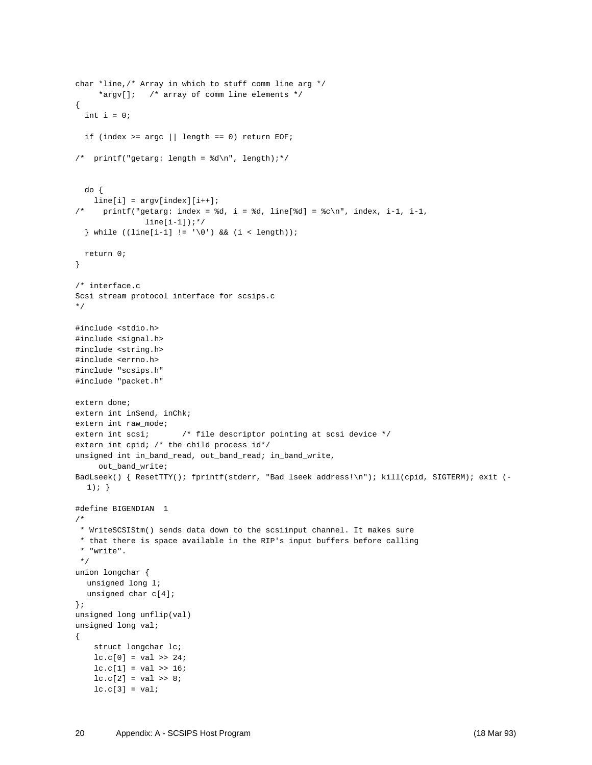```
char *line,/* Array in which to stuff comm line arg */
     *argv[];   /* array of comm line elements */
{
  int i = 0;

  if (index >= argc || length == 0) return EOF;

/*  printf("getarg: length = %d\n", length);*/


  do {
    line[i] = argv[index][i++];
/*    printf("getarg: index = %d, i = %d, line[%d] = %c\n", index, i-1, i-1,
             line[i-1]);*/
  } while ((line[i-1] != '\0') && (i < length));

  return 0;
}

/* interface.c
Scsi stream protocol interface for scsips.c
*/

#include <stdio.h>
#include <signal.h>
#include <string.h>
#include <errno.h>
#include "scsips.h"
#include "packet.h"

extern done;
extern int inSend, inChk;
extern int raw_mode;
extern int scsi;       /* file descriptor pointing at scsi device */
extern int cpid; /* the child process id*/
unsigned int in_band_read, out_band_read; in_band_write,
     out_band_write;
BadLseek() { ResetTTY(); fprintf(stderr, "Bad lseek address!\n"); kill(cpid, SIGTERM); exit (-
   1); }

#define BIGENDIAN  1
/*
 * WriteSCSIStm() sends data down to the scsiinput channel. It makes sure
 * that there is space available in the RIP's input buffers before calling
 * "write".
 */
union longchar {
  unsigned long l;
  unsigned char c[4];
};
unsigned long unflip(val)
unsigned long val;
{
    struct longchar lc;
    lc.c[0] = val >> 24;
    lc.c[1] = val >> 16;
    lc.c[2] = val >> 8;
    lc.c[3] = val;
```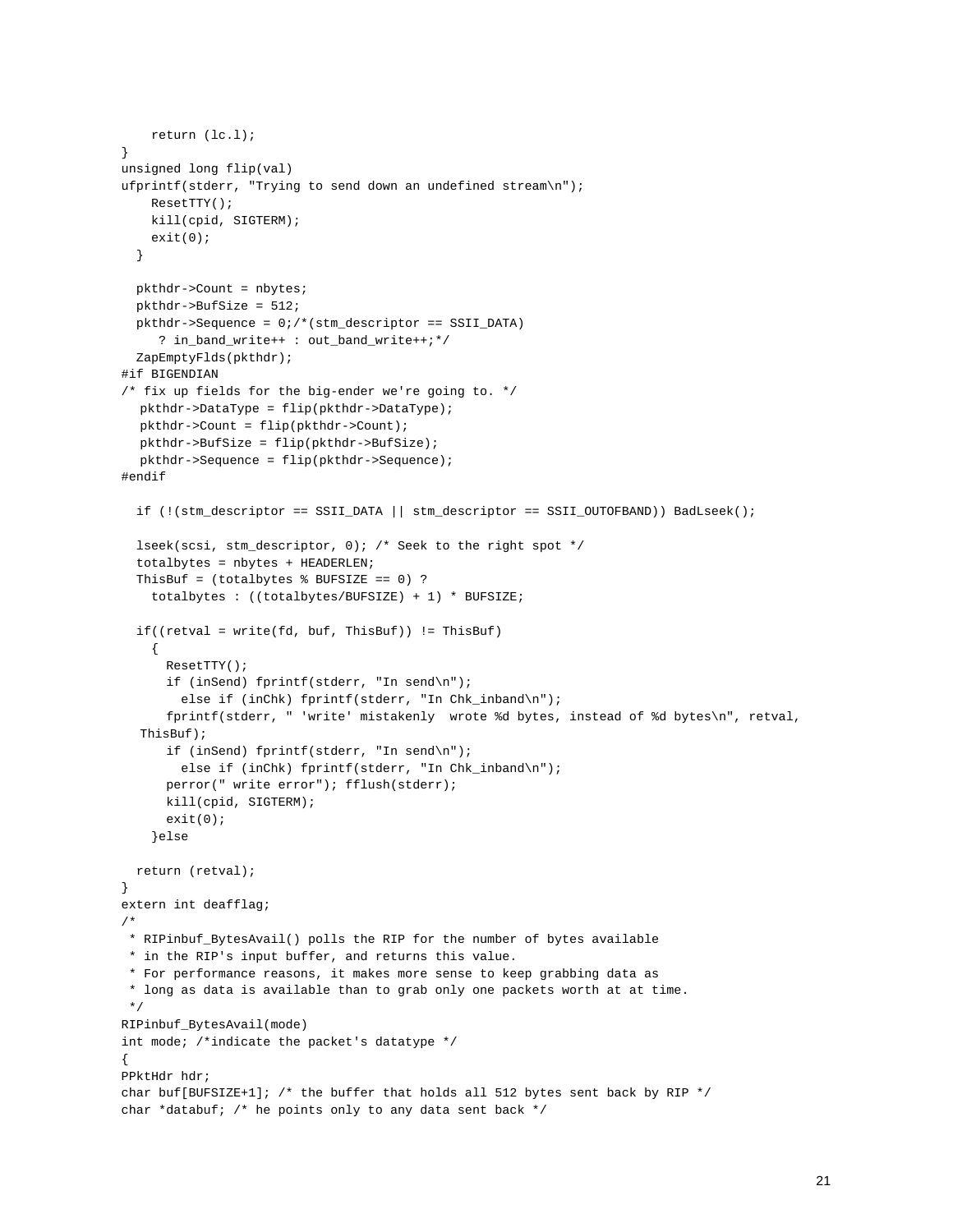```
    return (lc.l);
}
unsigned long flip(val)
ufprintf(stderr, "Trying to send down an undefined stream\n");
    ResetTTY();
    kill(cpid, SIGTERM);
    exit(0);
  }

  pkthdr->Count = nbytes;
  pkthdr->BufSize = 512;
  pkthdr->Sequence = 0;/*(stm_descriptor == SSII_DATA)
     ? in_band_write++ : out_band_write++;*/
  ZapEmptyFlds(pkthdr);
#if BIGENDIAN
/* fix up fields for the big-ender we're going to. */
   pkthdr->DataType = flip(pkthdr->DataType);
   pkthdr->Count = flip(pkthdr->Count);
   pkthdr->BufSize = flip(pkthdr->BufSize);
   pkthdr->Sequence = flip(pkthdr->Sequence);
#endif

  if (!(stm_descriptor == SSII_DATA || stm_descriptor == SSII_OUTOFBAND)) BadLseek();

  lseek(scsi, stm_descriptor, 0); /* Seek to the right spot */
  totalbytes = nbytes + HEADERLEN;
  ThisBuf = (totalbytes % BUFSIZE == 0) ?
    totalbytes : ((totalbytes/BUFSIZE) + 1) * BUFSIZE;

  if((retval = write(fd, buf, ThisBuf)) != ThisBuf)
    {
      ResetTTY();
      if (inSend) fprintf(stderr, "In send\n");
        else if (inChk) fprintf(stderr, "In Chk_inband\n");
      fprintf(stderr, " 'write' mistakenly  wrote %d bytes, instead of %d bytes\n", retval,
   ThisBuf);
      if (inSend) fprintf(stderr, "In send\n");
        else if (inChk) fprintf(stderr, "In Chk_inband\n");
      perror(" write error"); fflush(stderr);
      kill(cpid, SIGTERM);
      exit(0);
    }else

  return (retval);
}
extern int deafflag;
/*
 * RIPinbuf_BytesAvail() polls the RIP for the number of bytes available
 * in the RIP's input buffer, and returns this value.
 * For performance reasons, it makes more sense to keep grabbing data as
 * long as data is available than to grab only one packets worth at at time.
 */
RIPinbuf_BytesAvail(mode)
int mode; /*indicate the packet's datatype */
{
PPktHdr hdr;
char buf[BUFSIZE+1]; /* the buffer that holds all 512 bytes sent back by RIP */
char *databuf; /* he points only to any data sent back */
```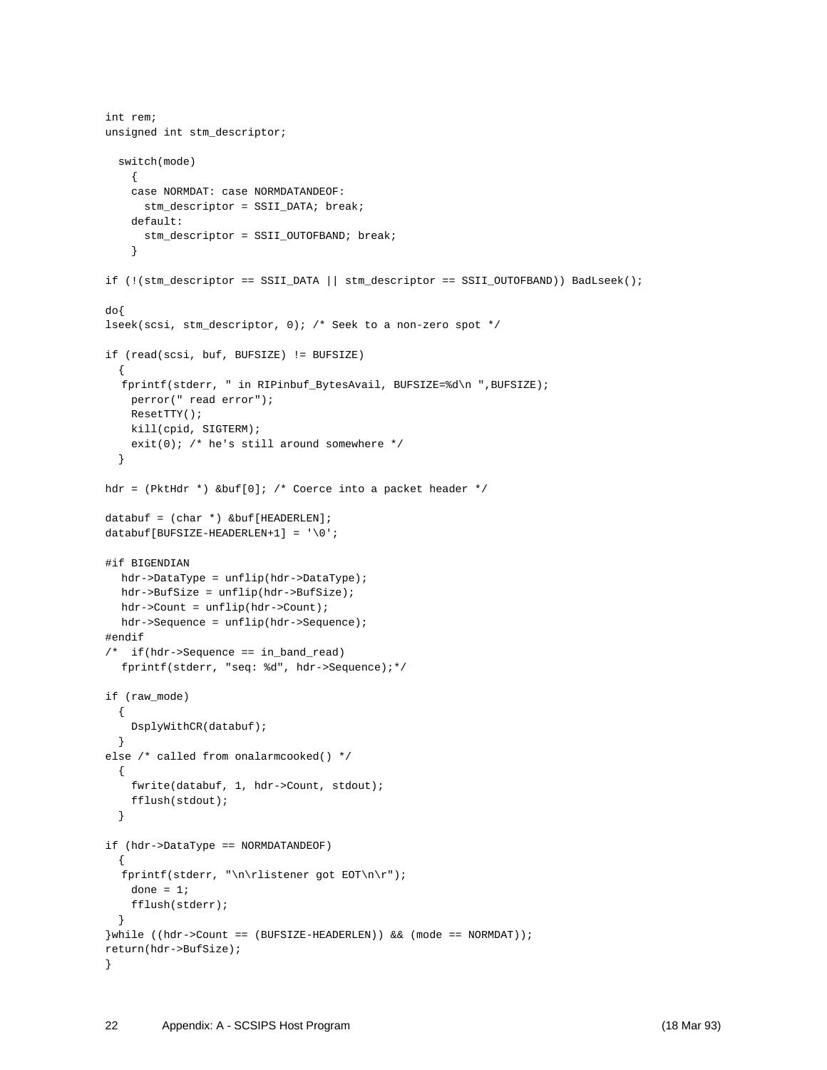```
int rem;
unsigned int stm_descriptor;

  switch(mode)
    {
    case NORMDAT: case NORMDATANDEOF:
      stm_descriptor = SSII_DATA; break;
    default:
      stm_descriptor = SSII_OUTOFBAND; break;
    }

if (!(stm_descriptor == SSII_DATA || stm_descriptor == SSII_OUTOFBAND)) BadLseek();

do{
lseek(scsi, stm_descriptor, 0); /* Seek to a non-zero spot */

if (read(scsi, buf, BUFSIZE) != BUFSIZE)
  {
   fprintf(stderr, " in RIPinbuf_BytesAvail, BUFSIZE=%d\n ",BUFSIZE);
    perror(" read error");
    ResetTTY();
    kill(cpid, SIGTERM);
    exit(0); /* he's still around somewhere */
  }

hdr = (PktHdr *) &buf[0]; /* Coerce into a packet header */

databuf = (char *) &buf[HEADERLEN];
databuf[BUFSIZE-HEADERLEN+1] = '\0';

#if BIGENDIAN
   hdr->DataType = unflip(hdr->DataType);
   hdr->BufSize = unflip(hdr->BufSize);
   hdr->Count = unflip(hdr->Count);
   hdr->Sequence = unflip(hdr->Sequence);
#endif
/*  if(hdr->Sequence == in_band_read)
   fprintf(stderr, "seq: %d", hdr->Sequence);*/

if (raw_mode)
  {
    DsplyWithCR(databuf);
  }
else /* called from onalarmcooked() */
  {
    fwrite(databuf, 1, hdr->Count, stdout);
    fflush(stdout);
  }

if (hdr->DataType == NORMDATANDEOF)
  {
   fprintf(stderr, "\n\rlistener got EOT\n\r");
    done = 1;
    fflush(stderr);
  }
}while ((hdr->Count == (BUFSIZE-HEADERLEN)) && (mode == NORMDAT));
return(hdr->BufSize);
}
```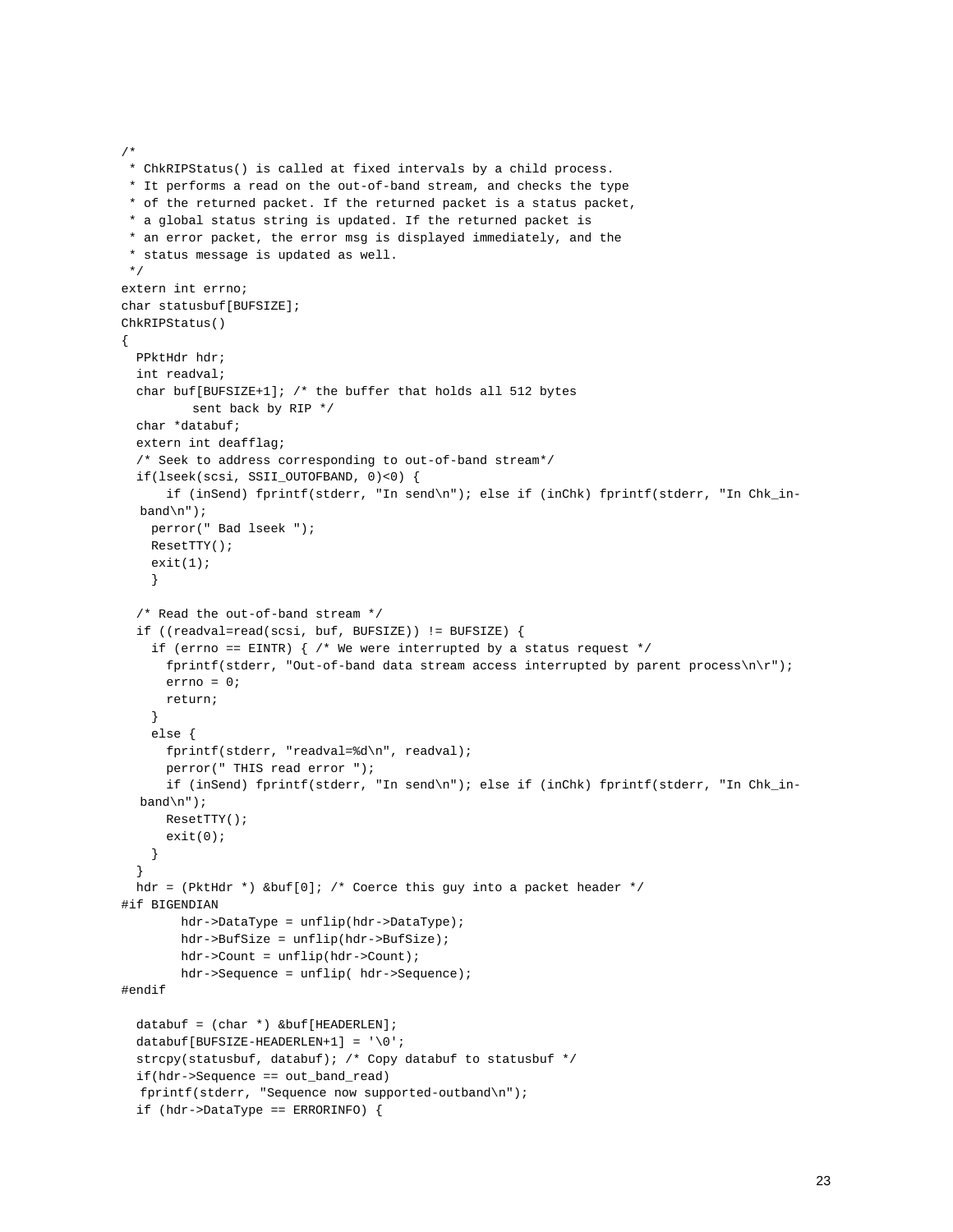```
/*
 * ChkRIPStatus() is called at fixed intervals by a child process.
 * It performs a read on the out-of-band stream, and checks the type
 * of the returned packet. If the returned packet is a status packet,
 * a global status string is updated. If the returned packet is
 * an error packet, the error msg is displayed immediately, and the
 * status message is updated as well.
 */
extern int errno;
char statusbuf[BUFSIZE];
ChkRIPStatus()
{
  PPktHdr hdr;
  int readval;
  char buf[BUFSIZE+1]; /* the buffer that holds all 512 bytes
         sent back by RIP */
  char *databuf;
  extern int deafflag;
  /* Seek to address corresponding to out-of-band stream*/
  if(lseek(scsi, SSII_OUTOFBAND, 0)<0) {
      if (inSend) fprintf(stderr, "In send\n"); else if (inChk) fprintf(stderr, "In Chk_in-
   band\n");
    perror(" Bad lseek ");
    ResetTTY();
    exit(1);
    }

  /* Read the out-of-band stream */
  if ((readval=read(scsi, buf, BUFSIZE)) != BUFSIZE) {
    if (errno == EINTR) { /* We were interrupted by a status request */
      fprintf(stderr, "Out-of-band data stream access interrupted by parent process\n\r");
      errno = 0;
      return;
    }
    else {
      fprintf(stderr, "readval=%d\n", readval);
      perror(" THIS read error ");
      if (inSend) fprintf(stderr, "In send\n"); else if (inChk) fprintf(stderr, "In Chk_in-
   band\n");
      ResetTTY();
      exit(0);
    }
  }
  hdr = (PktHdr *) &buf[0]; /* Coerce this guy into a packet header */
#if BIGENDIAN
        hdr->DataType = unflip(hdr->DataType);
        hdr->BufSize = unflip(hdr->BufSize);
        hdr->Count = unflip(hdr->Count);
        hdr->Sequence = unflip( hdr->Sequence);
#endif

  databuf = (char *) &buf[HEADERLEN];
  databuf[BUFSIZE-HEADERLEN+1] = '\0';
  strcpy(statusbuf, databuf); /* Copy databuf to statusbuf */
  if(hdr->Sequence == out_band_read)
   fprintf(stderr, "Sequence now supported-outband\n");
  if (hdr->DataType == ERRORINFO) {
```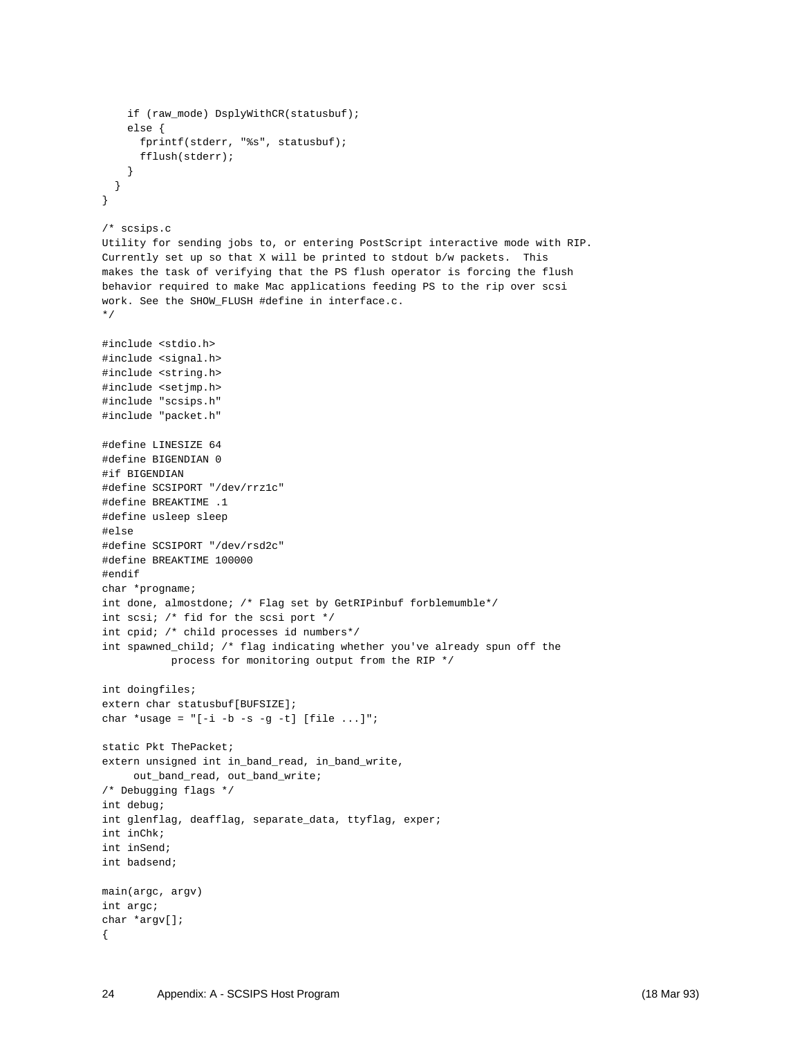```
    if (raw_mode) DsplyWithCR(statusbuf);
    else {
      fprintf(stderr, "%s", statusbuf);
      fflush(stderr);
    }
  }
}

/* scsips.c
Utility for sending jobs to, or entering PostScript interactive mode with RIP.
Currently set up so that X will be printed to stdout b/w packets.  This
makes the task of verifying that the PS flush operator is forcing the flush
behavior required to make Mac applications feeding PS to the rip over scsi
work. See the SHOW_FLUSH #define in interface.c.
*/

#include <stdio.h>
#include <signal.h>
#include <string.h>
#include <setjmp.h>
#include "scsips.h"
#include "packet.h"

#define LINESIZE 64
#define BIGENDIAN 0
#if BIGENDIAN
#define SCSIPORT "/dev/rrz1c"
#define BREAKTIME .1
#define usleep sleep
#else
#define SCSIPORT "/dev/rsd2c"
#define BREAKTIME 100000
#endif
char *progname;
int done, almostdone; /* Flag set by GetRIPinbuf forblemumble*/
int scsi; /* fid for the scsi port */
int cpid; /* child processes id numbers*/
int spawned_child; /* flag indicating whether you've already spun off the
           process for monitoring output from the RIP */

int doingfiles;
extern char statusbuf[BUFSIZE];
char *usage = "[-i -b -s -g -t] [file ...]";

static Pkt ThePacket;
extern unsigned int in_band_read, in_band_write,
     out_band_read, out_band_write;
/* Debugging flags */
int debug;
int glenflag, deafflag, separate_data, ttyflag, exper;
int inChk;
int inSend;
int badsend;

main(argc, argv)
int argc;
char *argv[];
{
```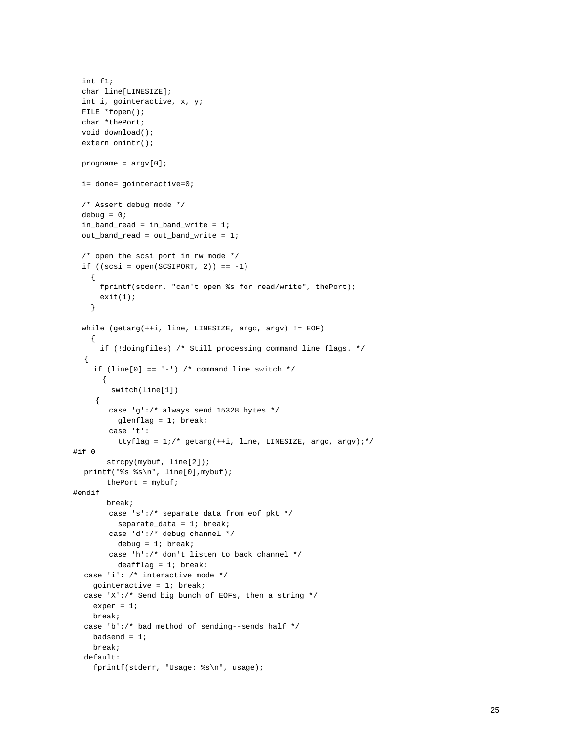```
  int f1;
  char line[LINESIZE];
  int i, gointeractive, x, y;
  FILE *fopen();
  char *thePort;
  void download();
  extern onintr();

  progname = argv[0];

  i= done= gointeractive=0;

  /* Assert debug mode */
  debug = 0;
  in_band_read = in_band_write = 1;
  out_band_read = out_band_write = 1;

  /* open the scsi port in rw mode */
  if ((scsi = open(SCSIPORT, 2)) == -1)
    {
      fprintf(stderr, "can't open %s for read/write", thePort);
      exit(1);
    }

  while (getarg(++i, line, LINESIZE, argc, argv) != EOF)
    {
      if (!doingfiles) /* Still processing command line flags. */
   {
     if (line[0] == '-') /* command line switch */
       {
         switch(line[1])
     {
        case 'g':/* always send 15328 bytes */
          glenflag = 1; break;
        case 't':
          ttyflag = 1;/* getarg(++i, line, LINESIZE, argc, argv);*/
#if 0
       strcpy(mybuf, line[2]);
   printf("%s %s\n", line[0],mybuf);
       thePort = mybuf;
#endif
       break;
        case 's':/* separate data from eof pkt */
          separate_data = 1; break;
        case 'd':/* debug channel */
          debug = 1; break;
        case 'h':/* don't listen to back channel */
          deafflag = 1; break;
   case 'i': /* interactive mode */
     gointeractive = 1; break;
   case 'X':/* Send big bunch of EOFs, then a string */
     exper = 1;
     break;
   case 'b':/* bad method of sending--sends half */
     badsend = 1;
     break;
   default:
     fprintf(stderr, "Usage: %s\n", usage);
```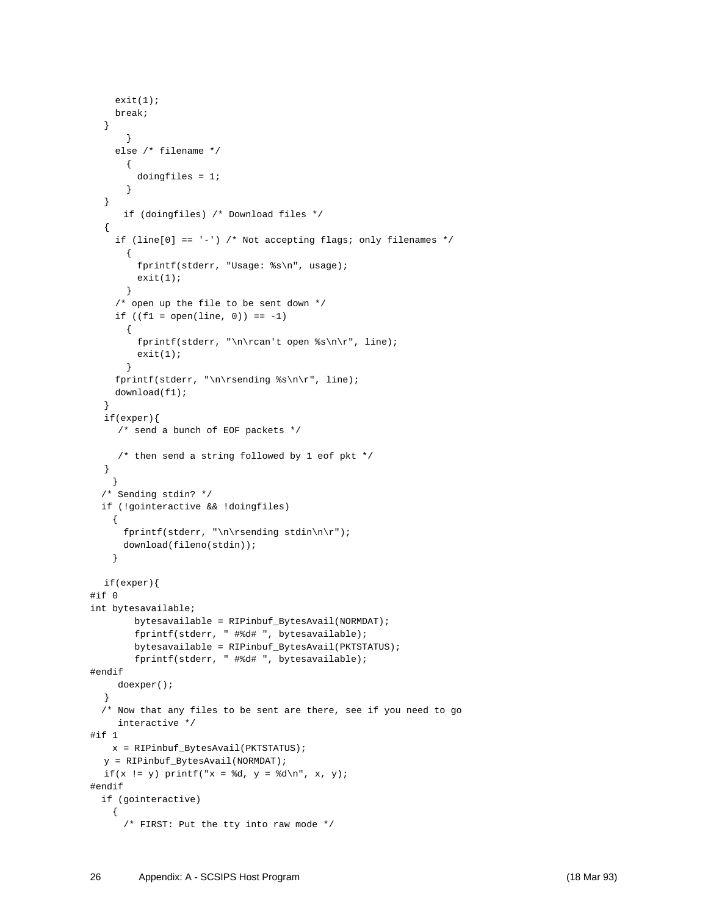```
    exit(1);
    break;
  }
      }
    else /* filename */
      {
        doingfiles = 1;
      }
  }
      if (doingfiles) /* Download files */
  {
    if (line[0] == '-') /* Not accepting flags; only filenames */
      {
        fprintf(stderr, "Usage: %s\n", usage);
        exit(1);
      }
    /* open up the file to be sent down */
    if ((f1 = open(line, 0)) == -1)
      {
        fprintf(stderr, "\n\rcan't open %s\n\r", line);
        exit(1);
      }
    fprintf(stderr, "\n\rsending %s\n\r", line);
    download(f1);
  }
  if(exper){
     /* send a bunch of EOF packets */

     /* then send a string followed by 1 eof pkt */
  }
    }
  /* Sending stdin? */
  if (!gointeractive && !doingfiles)
    {
      fprintf(stderr, "\n\rsending stdin\n\r");
      download(fileno(stdin));
    }

  if(exper){
#if 0
int bytesavailable;
        bytesavailable = RIPinbuf_BytesAvail(NORMDAT);
        fprintf(stderr, " #%d# ", bytesavailable);
        bytesavailable = RIPinbuf_BytesAvail(PKTSTATUS);
        fprintf(stderr, " #%d# ", bytesavailable);
#endif
     doexper();
  }
  /* Now that any files to be sent are there, see if you need to go
     interactive */
#if 1
    x = RIPinbuf_BytesAvail(PKTSTATUS);
  y = RIPinbuf_BytesAvail(NORMDAT);
  if(x != y) printf("x = %d, y = %d\n", x, y);
#endif
  if (gointeractive)
    {
      /* FIRST: Put the tty into raw mode */
```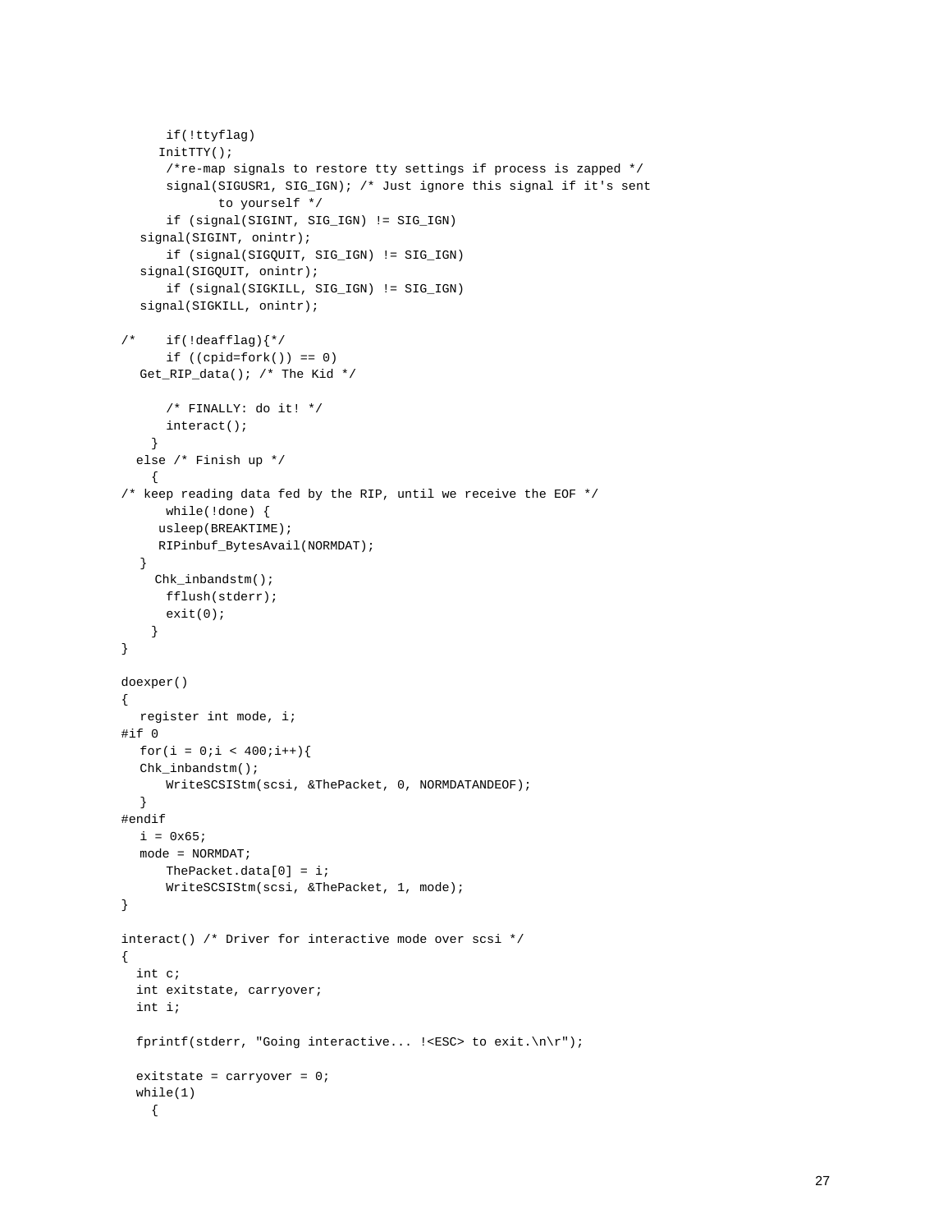```
      if(!ttyflag)
     InitTTY();
      /*re-map signals to restore tty settings if process is zapped */
      signal(SIGUSR1, SIG_IGN); /* Just ignore this signal if it's sent
             to yourself */
      if (signal(SIGINT, SIG_IGN) != SIG_IGN)
   signal(SIGINT, onintr);
      if (signal(SIGQUIT, SIG_IGN) != SIG_IGN)
   signal(SIGQUIT, onintr);
      if (signal(SIGKILL, SIG_IGN) != SIG_IGN)
   signal(SIGKILL, onintr);

/*    if(!deafflag){*/
      if ((cpid=fork()) == 0)
   Get_RIP_data(); /* The Kid */

      /* FINALLY: do it! */
      interact();
    }
  else /* Finish up */
    {
/* keep reading data fed by the RIP, until we receive the EOF */
      while(!done) {
     usleep(BREAKTIME);
     RIPinbuf_BytesAvail(NORMDAT);
   }
    Chk_inbandstm();
      fflush(stderr);
      exit(0);
    }
}

doexper()
{
   register int mode, i;
#if 0
   for(i = 0;i < 400;i++){
   Chk_inbandstm();
      WriteSCSIStm(scsi, &ThePacket, 0, NORMDATANDEOF);
   }
#endif
   i = 0x65;
   mode = NORMDAT;
      ThePacket.data[0] = i;
      WriteSCSIStm(scsi, &ThePacket, 1, mode);
}

interact() /* Driver for interactive mode over scsi */
{
  int c;
  int exitstate, carryover;
  int i;

  fprintf(stderr, "Going interactive... !<ESC> to exit.\n\r");

  exitstate = carryover = 0;
  while(1)
    {
```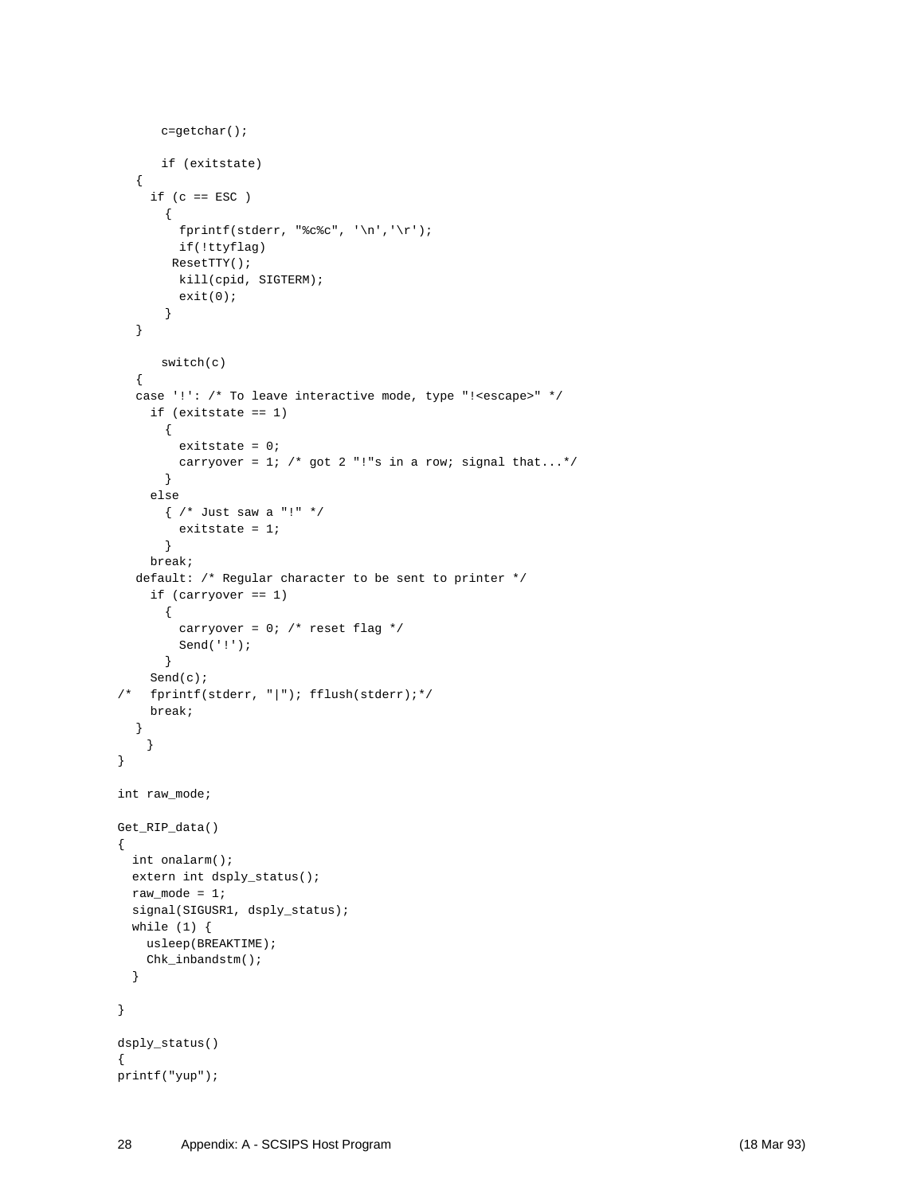```
      c=getchar();

      if (exitstate)
   {
     if (c == ESC )
       {
         fprintf(stderr, "%c%c", '\n','\r');
         if(!ttyflag)
        ResetTTY();
         kill(cpid, SIGTERM);
         exit(0);
       }
   }

      switch(c)
   {
   case '!': /* To leave interactive mode, type "!<escape>" */
     if (exitstate == 1)
       {
         exitstate = 0;
         carryover = 1; /* got 2 "!"s in a row; signal that...*/
       }
     else
       { /* Just saw a "!" */
         exitstate = 1;
       }
     break;
   default: /* Regular character to be sent to printer */
     if (carryover == 1)
       {
         carryover = 0; /* reset flag */
         Send('!');
       }
     Send(c);
/*   fprintf(stderr, "|"); fflush(stderr);*/
     break;
   }
    }
}

int raw_mode;

Get_RIP_data()
{
  int onalarm();
  extern int dsply_status();
  raw_mode = 1;
  signal(SIGUSR1, dsply_status);
  while (1) {
    usleep(BREAKTIME);
    Chk_inbandstm();
  }

}

dsply_status()
{
printf("yup");
```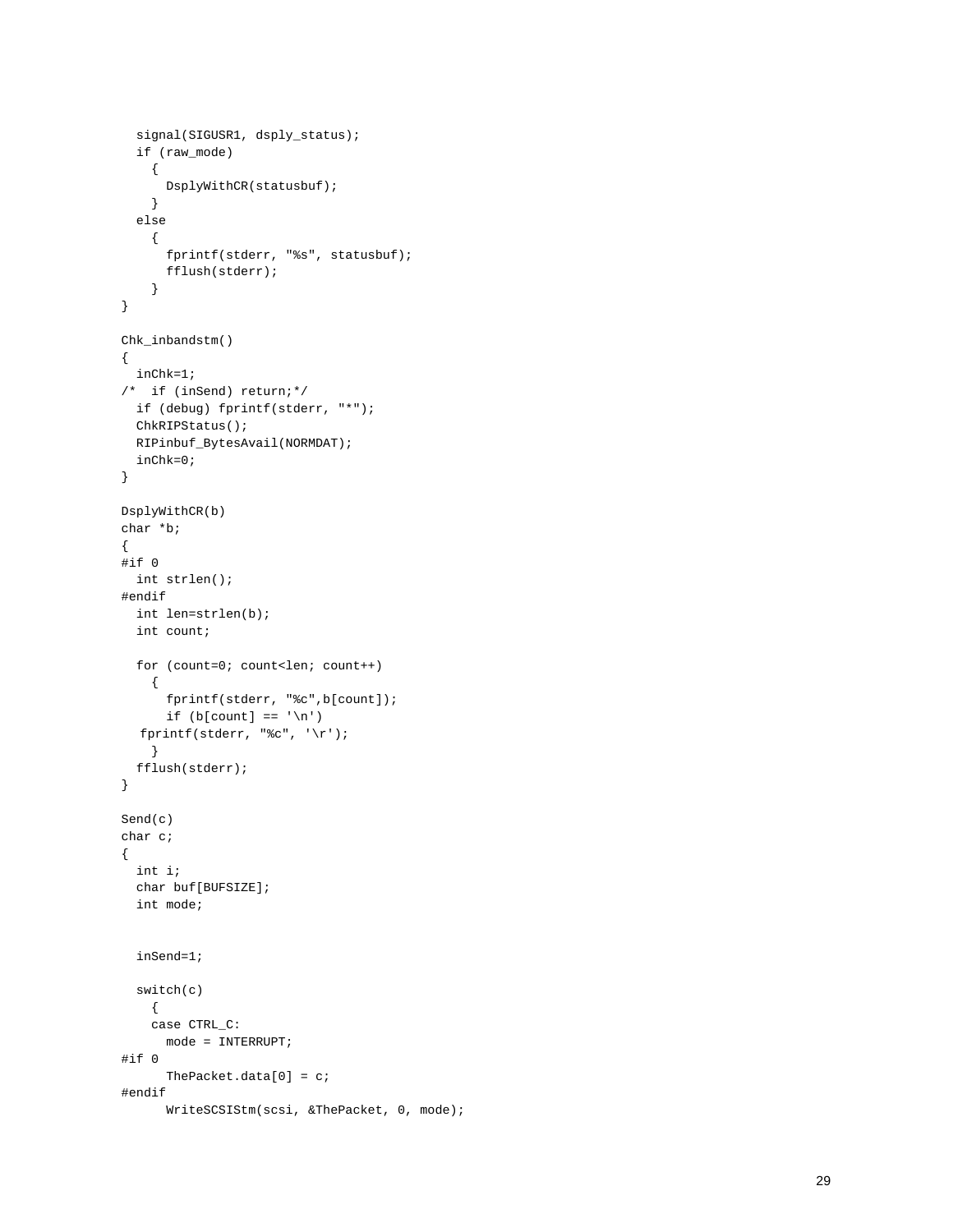```
  signal(SIGUSR1, dsply_status);
  if (raw_mode)
    {
      DsplyWithCR(statusbuf);
    }
  else
    {
      fprintf(stderr, "%s", statusbuf);
      fflush(stderr);
    }
}

Chk_inbandstm()
{
  inChk=1;
/*  if (inSend) return;*/
  if (debug) fprintf(stderr, "*");
  ChkRIPStatus();
  RIPinbuf_BytesAvail(NORMDAT);
  inChk=0;
}

DsplyWithCR(b)
char *b;
{
#if 0
  int strlen();
#endif
  int len=strlen(b);
  int count;

  for (count=0; count<len; count++)
    {
      fprintf(stderr, "%c",b[count]);
      if (b[count] == '\n')
   fprintf(stderr, "%c", '\r');
    }
  fflush(stderr);
}

Send(c)
char c;
{
  int i;
  char buf[BUFSIZE];
  int mode;


  inSend=1;

  switch(c)
    {
    case CTRL_C:
      mode = INTERRUPT;
#if 0
      ThePacket.data[0] = c;
#endif
      WriteSCSIStm(scsi, &ThePacket, 0, mode);
```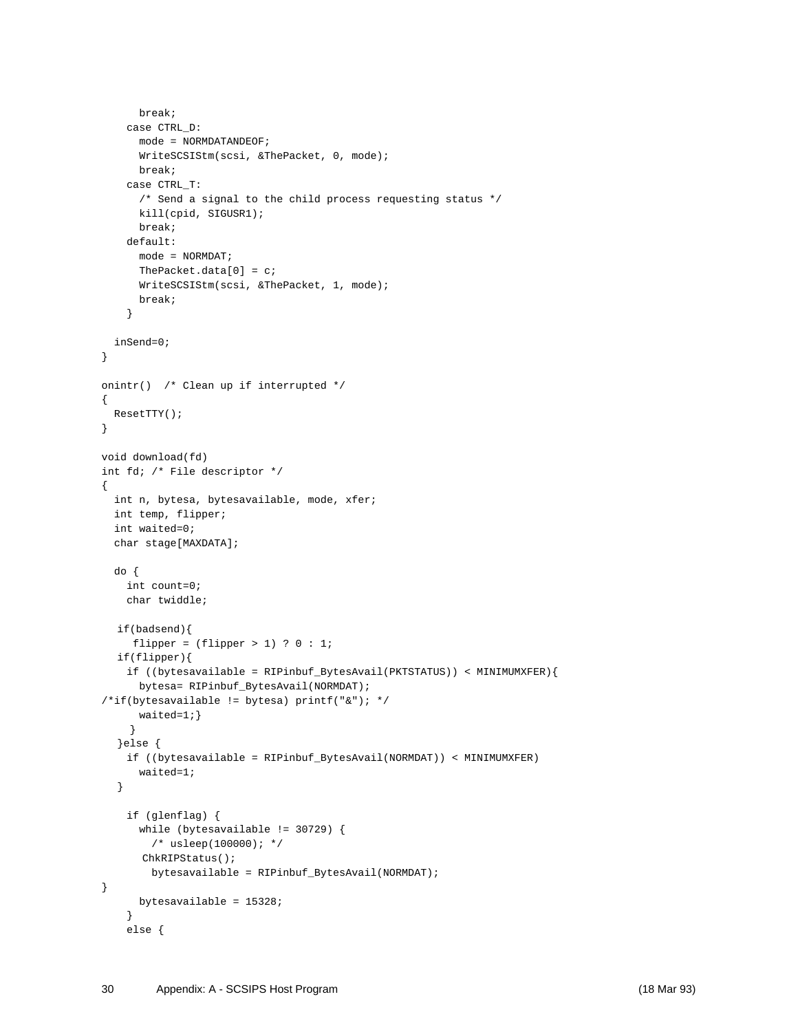```
      break;
    case CTRL_D:
      mode = NORMDATANDEOF;
      WriteSCSIStm(scsi, &ThePacket, 0, mode);
      break;
    case CTRL_T:
      /* Send a signal to the child process requesting status */
      kill(cpid, SIGUSR1);
      break;
    default:
      mode = NORMDAT;
      ThePacket.data[0] = c;
      WriteSCSIStm(scsi, &ThePacket, 1, mode);
      break;
    }

  inSend=0;
}

onintr()  /* Clean up if interrupted */
{
  ResetTTY();
}

void download(fd)
int fd; /* File descriptor */
{
  int n, bytesa, bytesavailable, mode, xfer;
  int temp, flipper;
  int waited=0;
  char stage[MAXDATA];

  do {
    int count=0;
    char twiddle;

   if(badsend){
     flipper = (flipper > 1) ? 0 : 1;
   if(flipper){
    if ((bytesavailable = RIPinbuf_BytesAvail(PKTSTATUS)) < MINIMUMXFER){
      bytesa= RIPinbuf_BytesAvail(NORMDAT);
/*if(bytesavailable != bytesa) printf("&"); */
      waited=1;}
     }
   }else {
    if ((bytesavailable = RIPinbuf_BytesAvail(NORMDAT)) < MINIMUMXFER)
      waited=1;
   }

    if (glenflag) {
      while (bytesavailable != 30729) {
        /* usleep(100000); */
       ChkRIPStatus();
        bytesavailable = RIPinbuf_BytesAvail(NORMDAT);
}
      bytesavailable = 15328;
    }
    else {
```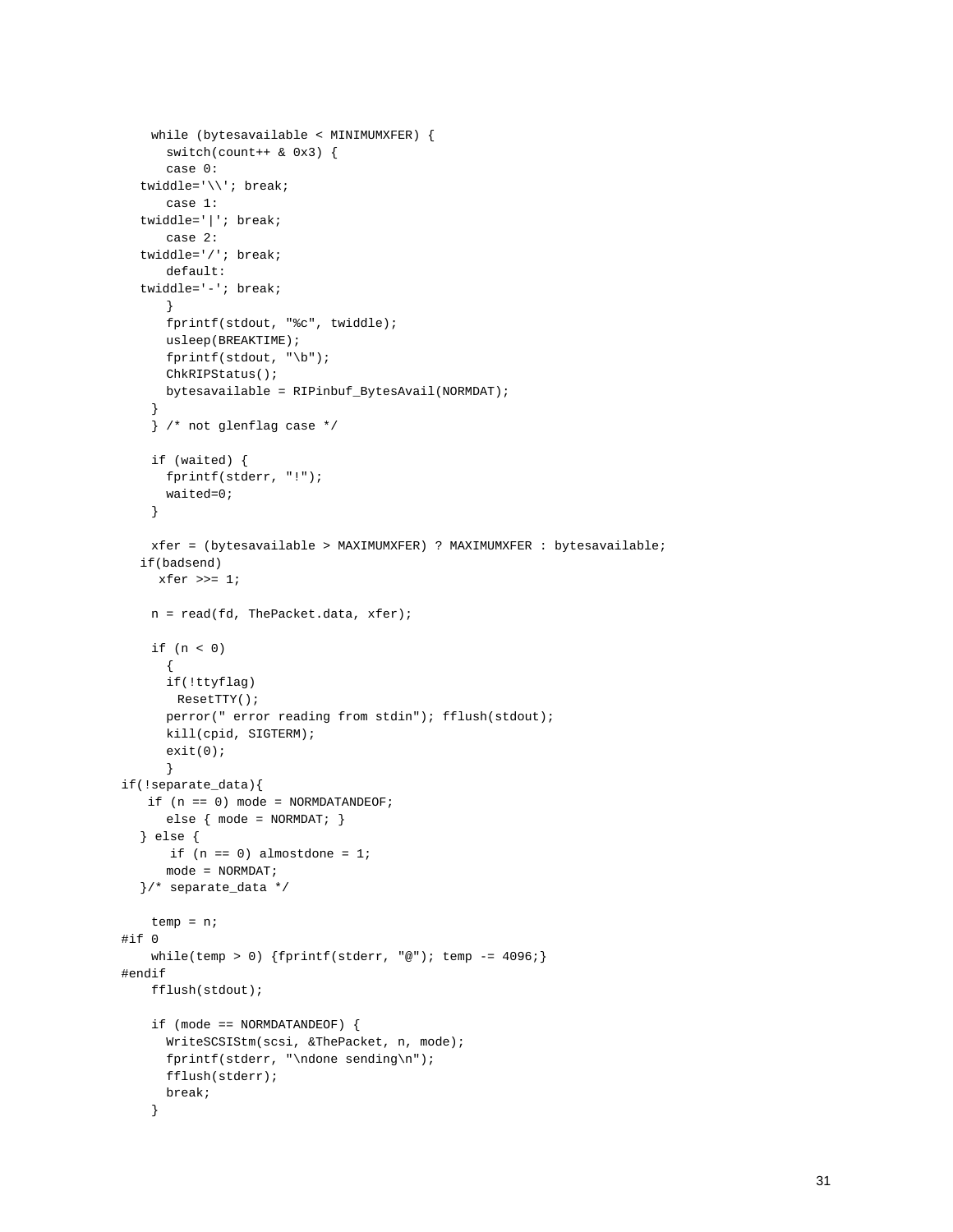```
    while (bytesavailable < MINIMUMXFER) {
      switch(count++ & 0x3) {
      case 0:
  twiddle='\\'; break;
      case 1:
  twiddle='|'; break;
      case 2:
  twiddle='/'; break;
      default:
  twiddle='-'; break;
      }
      fprintf(stdout, "%c", twiddle);
      usleep(BREAKTIME);
      fprintf(stdout, "\b");
      ChkRIPStatus();
      bytesavailable = RIPinbuf_BytesAvail(NORMDAT);
    }
    } /* not glenflag case */

    if (waited) {
      fprintf(stderr, "!");
      waited=0;
    }

    xfer = (bytesavailable > MAXIMUMXFER) ? MAXIMUMXFER : bytesavailable;
  if(badsend)
     xfer >>= 1;

    n = read(fd, ThePacket.data, xfer);

    if (n < 0)
      {
      if(!ttyflag)
        ResetTTY();
      perror(" error reading from stdin"); fflush(stdout);
      kill(cpid, SIGTERM);
      exit(0);
      }
if(!separate_data){
    if (n == 0) mode = NORMDATANDEOF;
      else { mode = NORMDAT; }
  } else {
       if (n == 0) almostdone = 1;
      mode = NORMDAT;
  }/* separate_data */

    temp = n;
#if 0
    while(temp > 0) {fprintf(stderr, "@"); temp -= 4096;}
#endif
    fflush(stdout);

    if (mode == NORMDATANDEOF) {
      WriteSCSIStm(scsi, &ThePacket, n, mode);
      fprintf(stderr, "\ndone sending\n");
      fflush(stderr);
      break;
    }
```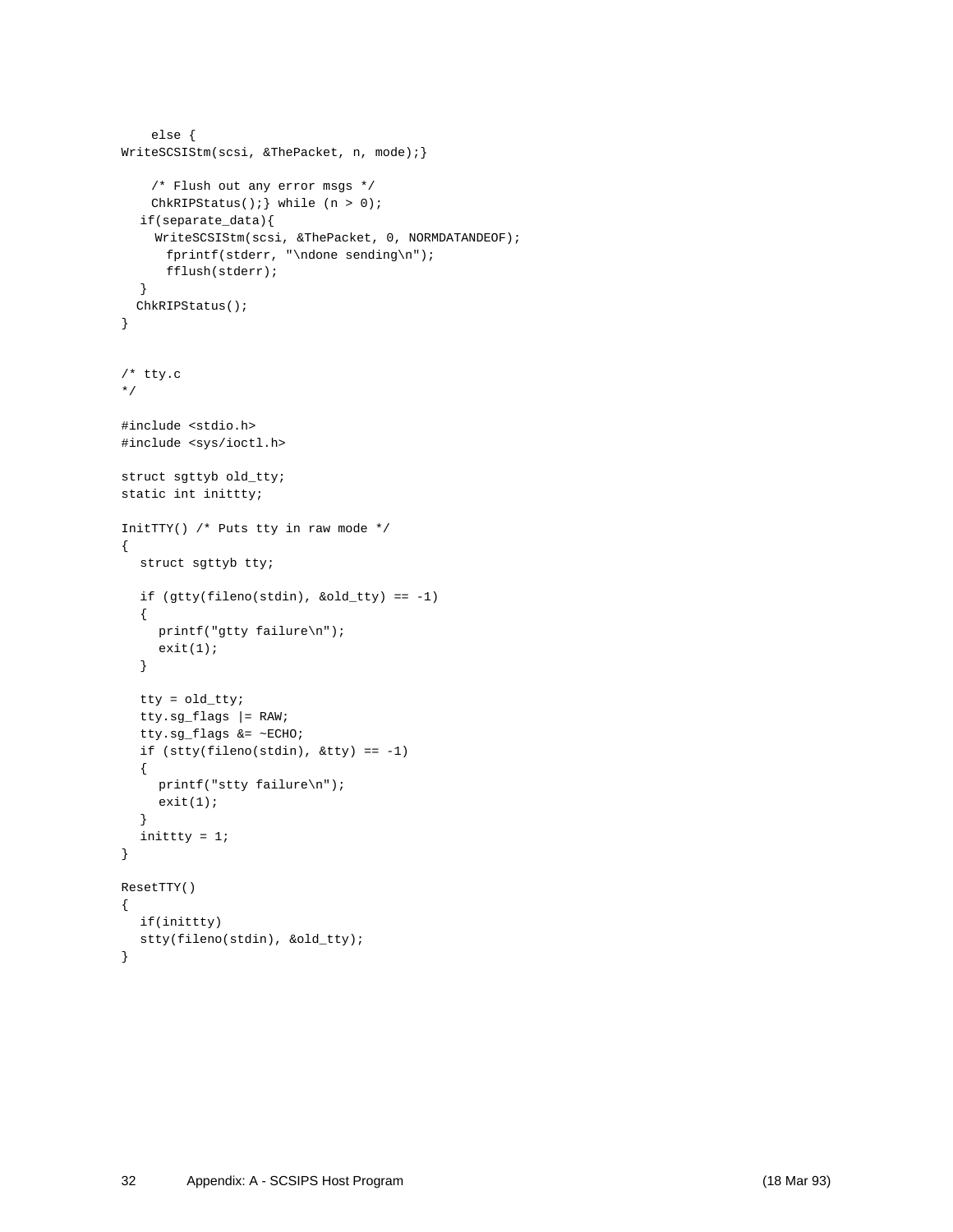```
    else {
WriteSCSIStm(scsi, &ThePacket, n, mode);}

    /* Flush out any error msgs */
    ChkRIPStatus();} while (n > 0);
  if(separate_data){
    WriteSCSIStm(scsi, &ThePacket, 0, NORMDATANDEOF);
      fprintf(stderr, "\ndone sending\n");
      fflush(stderr);
  }
  ChkRIPStatus();
}


/* tty.c
*/

#include <stdio.h>
#include <sys/ioctl.h>

struct sgttyb old_tty;
static int inittty;

InitTTY() /* Puts tty in raw mode */
{
  struct sgttyb tty;

  if (gtty(fileno(stdin), &old_tty) == -1)
  {
    printf("gtty failure\n");
    exit(1);
  }

  tty = old_tty;
  tty.sg_flags |= RAW;
  tty.sg_flags &= ~ECHO;
  if (stty(fileno(stdin), &tty) == -1)
  {
    printf("stty failure\n");
    exit(1);
  }
  inittty = 1;
}

ResetTTY()
{
  if(inittty)
  stty(fileno(stdin), &old_tty);
}
```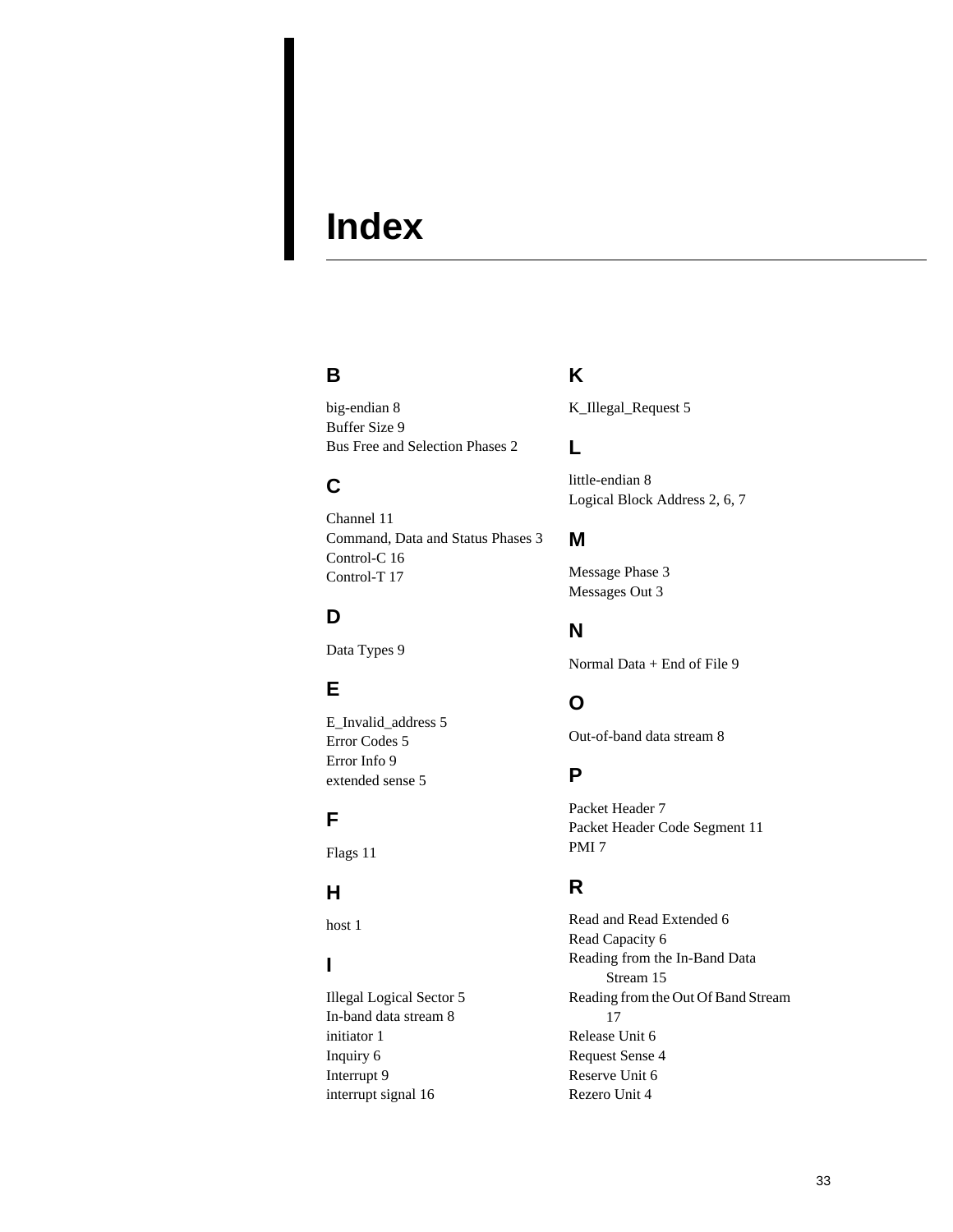# Index

## B

big-endian 8
Buffer Size 9
Bus Free and Selection Phases 2

## C

Channel 11
Command, Data and Status Phases 3
Control-C 16
Control-T 17

## D

Data Types 9

## E

E_Invalid_address 5
Error Codes 5
Error Info 9
extended sense 5

## F

Flags 11

## H

host 1

## I

Illegal Logical Sector 5
In-band data stream 8
initiator 1
Inquiry 6
Interrupt 9
interrupt signal 16

## K

K_Illegal_Request 5

## L

little-endian 8
Logical Block Address 2, 6, 7

## M

Message Phase 3
Messages Out 3

## N

Normal Data + End of File 9

## O

Out-of-band data stream 8

## P

Packet Header 7
Packet Header Code Segment 11
PMI 7

## R

Read and Read Extended 6
Read Capacity 6
Reading from the In-Band Data Stream 15
Reading from the Out Of Band Stream 17
Release Unit 6
Request Sense 4
Reserve Unit 6
Rezero Unit 4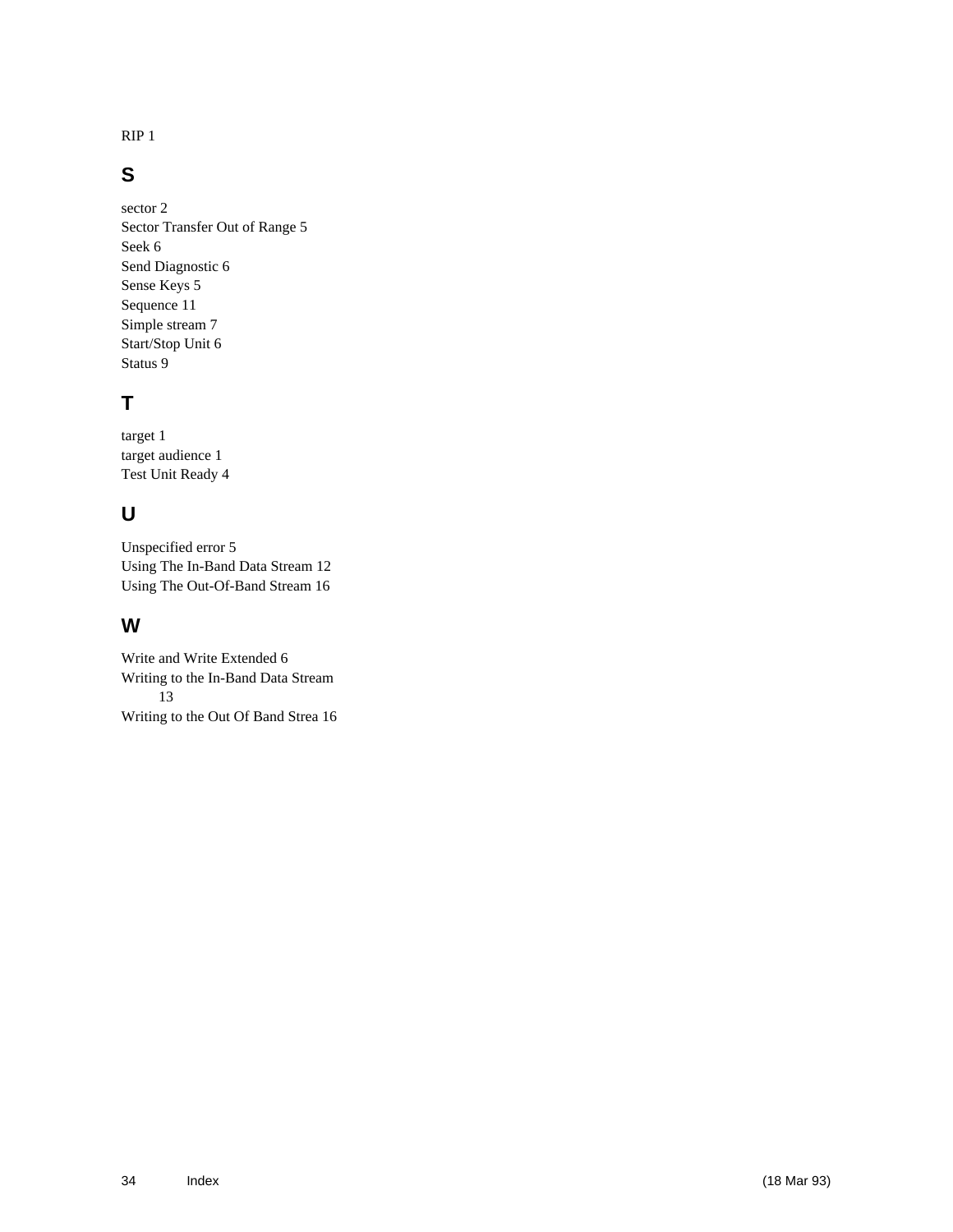RIP 1

## S

sector 2
Sector Transfer Out of Range 5
Seek 6
Send Diagnostic 6
Sense Keys 5
Sequence 11
Simple stream 7
Start/Stop Unit 6
Status 9

## T

target 1
target audience 1
Test Unit Ready 4

## U

Unspecified error 5
Using The In-Band Data Stream 12
Using The Out-Of-Band Stream 16

## W

Write and Write Extended 6
Writing to the In-Band Data Stream 13
Writing to the Out Of Band Strea 16